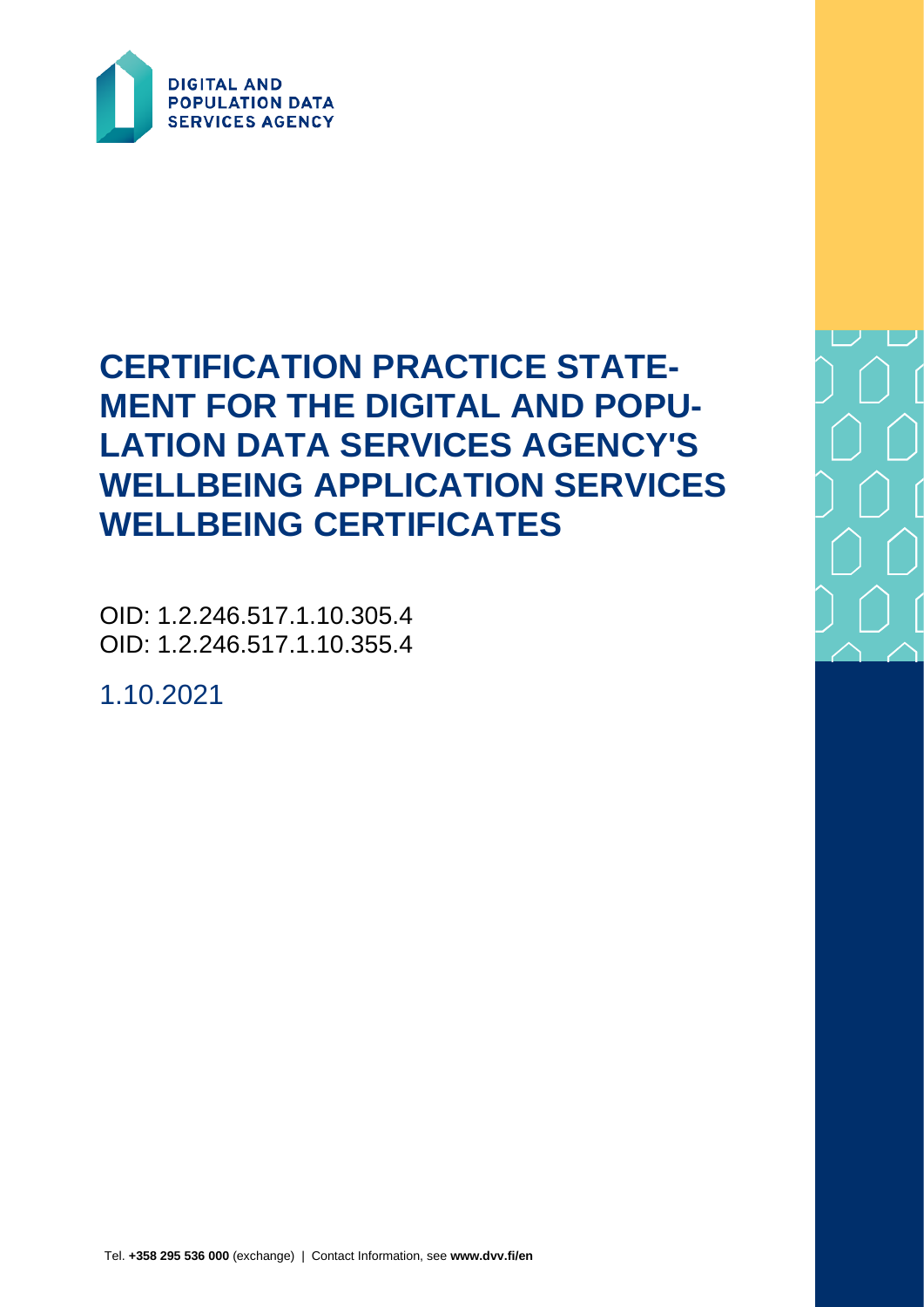DIGITAL AND POPULATION DATA SERVICES AGENCY

# CERTIFICATION PRACTICE STATEMENT FOR THE DIGITAL AND POPULATION DATA SERVICES AGENCY'S WELLBEING APPLICATION SERVICES WELLBEING CERTIFICATES

OID: 1.2.246.517.1.10.305.4
OID: 1.2.246.517.1.10.355.4

1.10.2021

Tel. **+358 295 536 000** (exchange) | Contact Information, see **www.dvv.fi/en**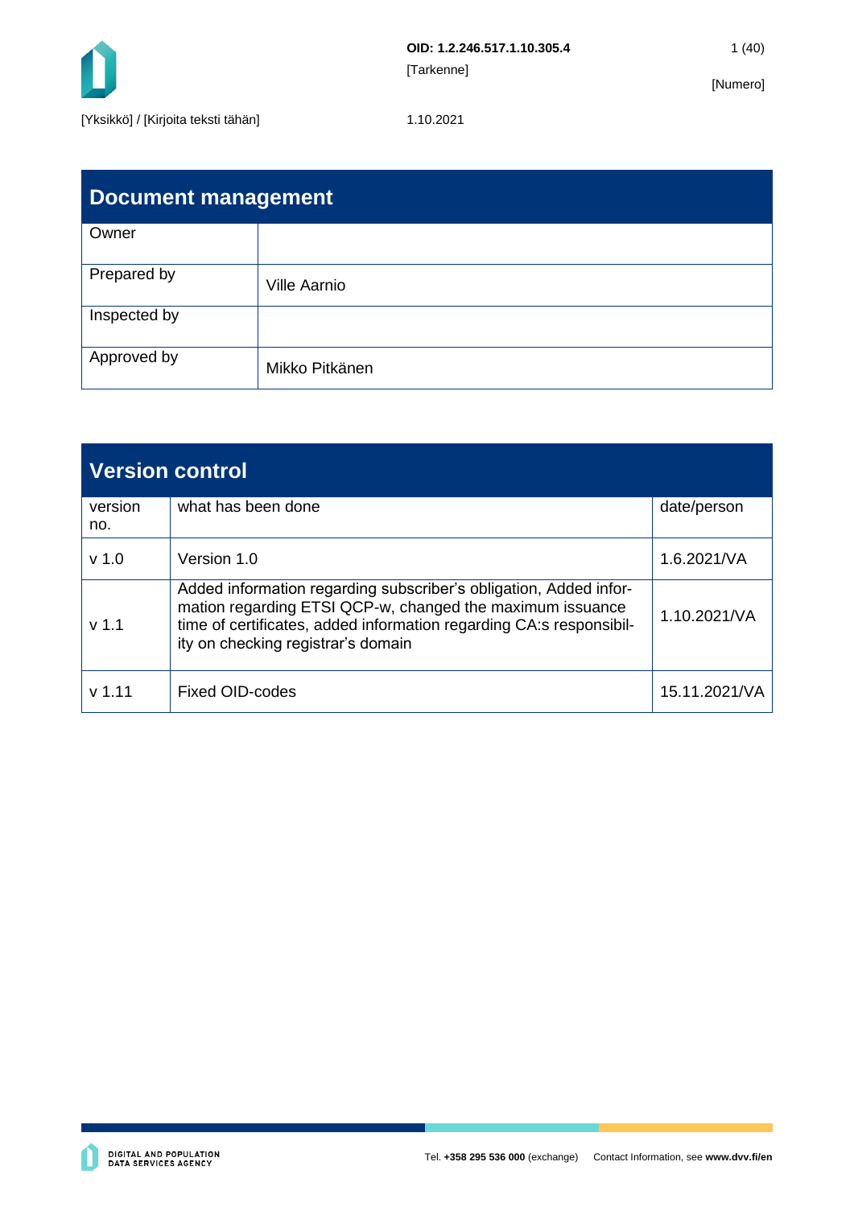## Document management

| Owner | |
|---|---|
| Prepared by | Ville Aarnio |
| Inspected by | |
| Approved by | Mikko Pitkänen |

## Version control

| version no. | what has been done | date/person |
|---|---|---|
| v 1.0 | Version 1.0 | 1.6.2021/VA |
| v 1.1 | Added information regarding subscriber's obligation, Added information regarding ETSI QCP-w, changed the maximum issuance time of certificates, added information regarding CA:s responsibility on checking registrar's domain | 1.10.2021/VA |
| v 1.11 | Fixed OID-codes | 15.11.2021/VA |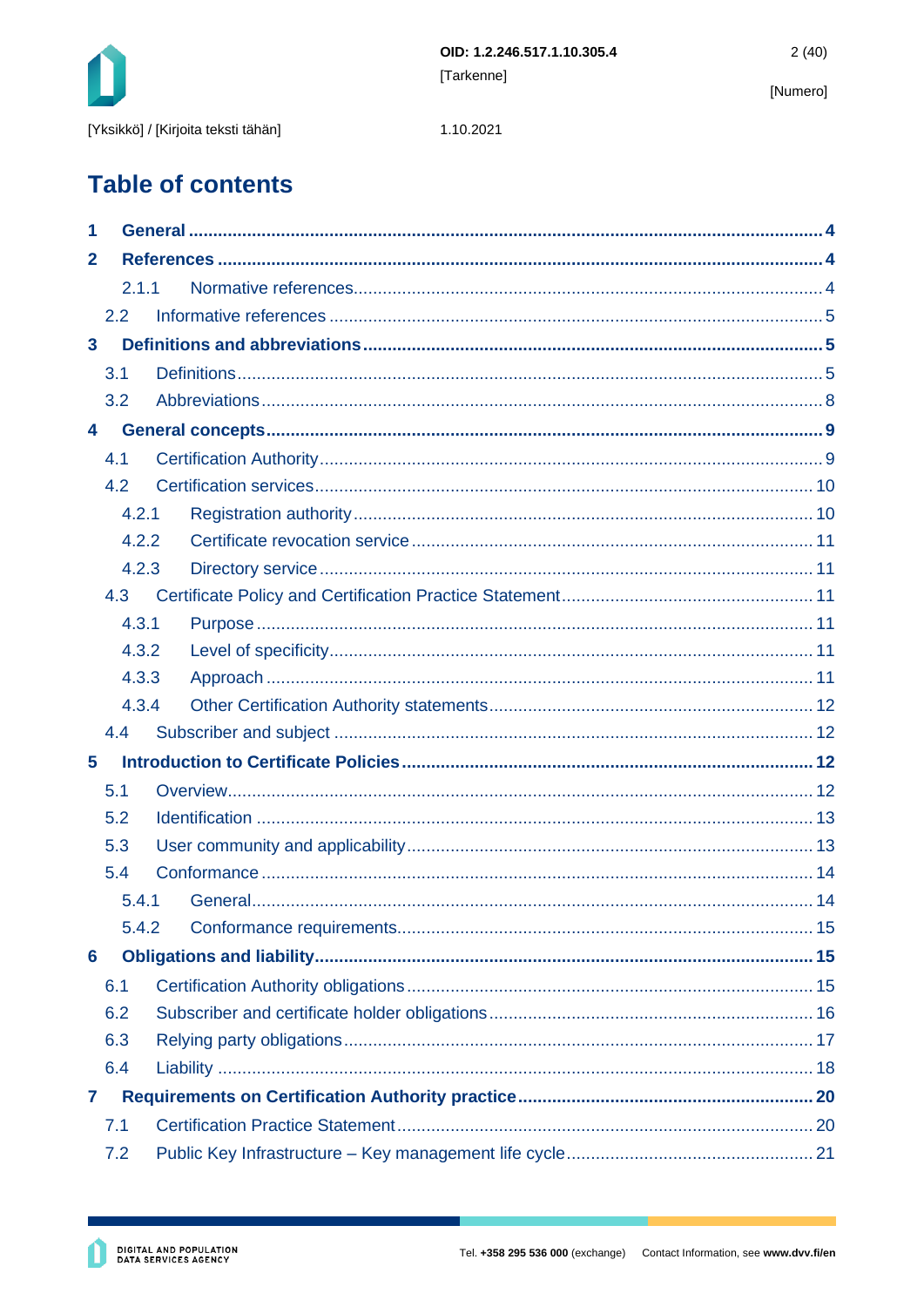# Table of contents

1 **General** ... 4

2 **References** ... 4

- 2.1.1 Normative references ... 4
- 2.2 Informative references ... 5

3 **Definitions and abbreviations** ... 5

- 3.1 Definitions ... 5
- 3.2 Abbreviations ... 8

4 **General concepts** ... 9

- 4.1 Certification Authority ... 9
- 4.2 Certification services ... 10
  - 4.2.1 Registration authority ... 10
  - 4.2.2 Certificate revocation service ... 11
  - 4.2.3 Directory service ... 11
- 4.3 Certificate Policy and Certification Practice Statement ... 11
  - 4.3.1 Purpose ... 11
  - 4.3.2 Level of specificity ... 11
  - 4.3.3 Approach ... 11
  - 4.3.4 Other Certification Authority statements ... 12
- 4.4 Subscriber and subject ... 12

5 **Introduction to Certificate Policies** ... 12

- 5.1 Overview ... 12
- 5.2 Identification ... 13
- 5.3 User community and applicability ... 13
- 5.4 Conformance ... 14
  - 5.4.1 General ... 14
  - 5.4.2 Conformance requirements ... 15

6 **Obligations and liability** ... 15

- 6.1 Certification Authority obligations ... 15
- 6.2 Subscriber and certificate holder obligations ... 16
- 6.3 Relying party obligations ... 17
- 6.4 Liability ... 18

7 **Requirements on Certification Authority practice** ... 20

- 7.1 Certification Practice Statement ... 20
- 7.2 Public Key Infrastructure – Key management life cycle ... 21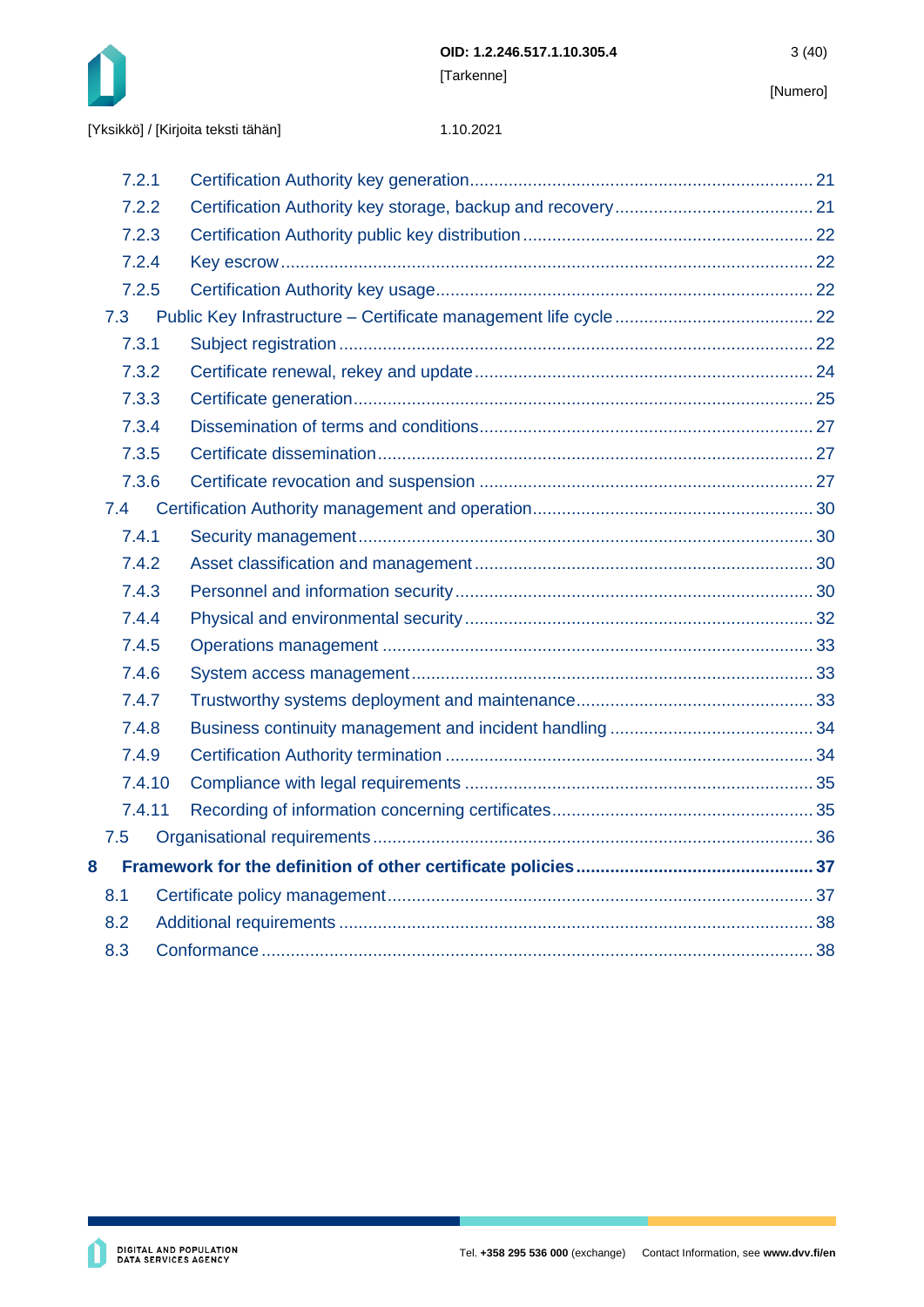7.2.1 Certification Authority key generation ........ 21
7.2.2 Certification Authority key storage, backup and recovery ........ 21
7.2.3 Certification Authority public key distribution ........ 22
7.2.4 Key escrow ........ 22
7.2.5 Certification Authority key usage ........ 22

7.3 Public Key Infrastructure – Certificate management life cycle ........ 22

7.3.1 Subject registration ........ 22
7.3.2 Certificate renewal, rekey and update ........ 24
7.3.3 Certificate generation ........ 25
7.3.4 Dissemination of terms and conditions ........ 27
7.3.5 Certificate dissemination ........ 27
7.3.6 Certificate revocation and suspension ........ 27

7.4 Certification Authority management and operation ........ 30

7.4.1 Security management ........ 30
7.4.2 Asset classification and management ........ 30
7.4.3 Personnel and information security ........ 30
7.4.4 Physical and environmental security ........ 32
7.4.5 Operations management ........ 33
7.4.6 System access management ........ 33
7.4.7 Trustworthy systems deployment and maintenance ........ 33
7.4.8 Business continuity management and incident handling ........ 34
7.4.9 Certification Authority termination ........ 34
7.4.10 Compliance with legal requirements ........ 35
7.4.11 Recording of information concerning certificates ........ 35

7.5 Organisational requirements ........ 36

**8 Framework for the definition of other certificate policies ........ 37**

8.1 Certificate policy management ........ 37
8.2 Additional requirements ........ 38
8.3 Conformance ........ 38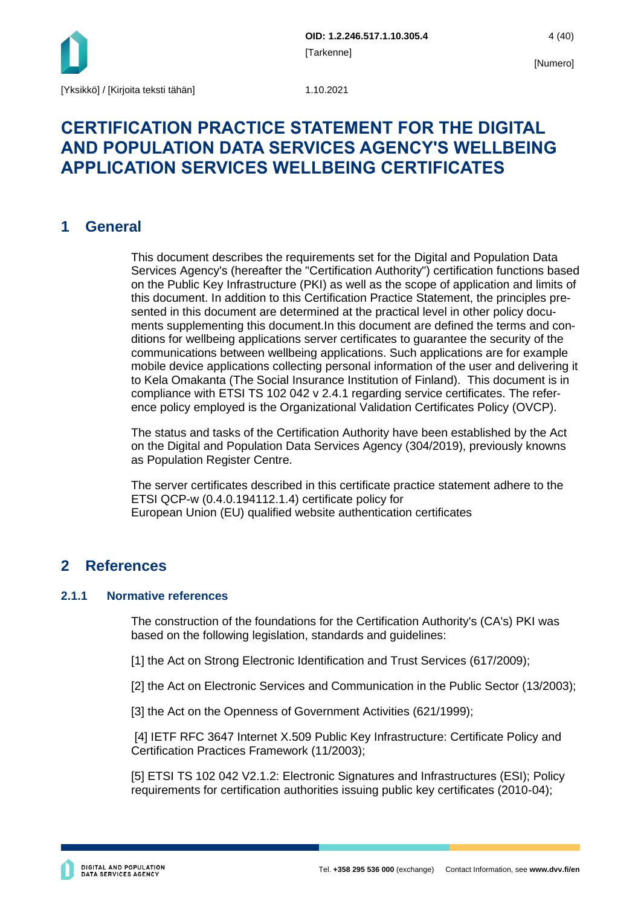# CERTIFICATION PRACTICE STATEMENT FOR THE DIGITAL AND POPULATION DATA SERVICES AGENCY'S WELLBEING APPLICATION SERVICES WELLBEING CERTIFICATES

## 1 General

This document describes the requirements set for the Digital and Population Data Services Agency's (hereafter the "Certification Authority") certification functions based on the Public Key Infrastructure (PKI) as well as the scope of application and limits of this document. In addition to this Certification Practice Statement, the principles presented in this document are determined at the practical level in other policy documents supplementing this document.In this document are defined the terms and conditions for wellbeing applications server certificates to guarantee the security of the communications between wellbeing applications. Such applications are for example mobile device applications collecting personal information of the user and delivering it to Kela Omakanta (The Social Insurance Institution of Finland). This document is in compliance with ETSI TS 102 042 v 2.4.1 regarding service certificates. The reference policy employed is the Organizational Validation Certificates Policy (OVCP).

The status and tasks of the Certification Authority have been established by the Act on the Digital and Population Data Services Agency (304/2019), previously knowns as Population Register Centre.

The server certificates described in this certificate practice statement adhere to the ETSI QCP-w (0.4.0.194112.1.4) certificate policy for European Union (EU) qualified website authentication certificates

## 2 References

### 2.1.1 Normative references

The construction of the foundations for the Certification Authority's (CA's) PKI was based on the following legislation, standards and guidelines:

[1] the Act on Strong Electronic Identification and Trust Services (617/2009);

[2] the Act on Electronic Services and Communication in the Public Sector (13/2003);

[3] the Act on the Openness of Government Activities (621/1999);

[4] IETF RFC 3647 Internet X.509 Public Key Infrastructure: Certificate Policy and Certification Practices Framework (11/2003);

[5] ETSI TS 102 042 V2.1.2: Electronic Signatures and Infrastructures (ESI); Policy requirements for certification authorities issuing public key certificates (2010-04);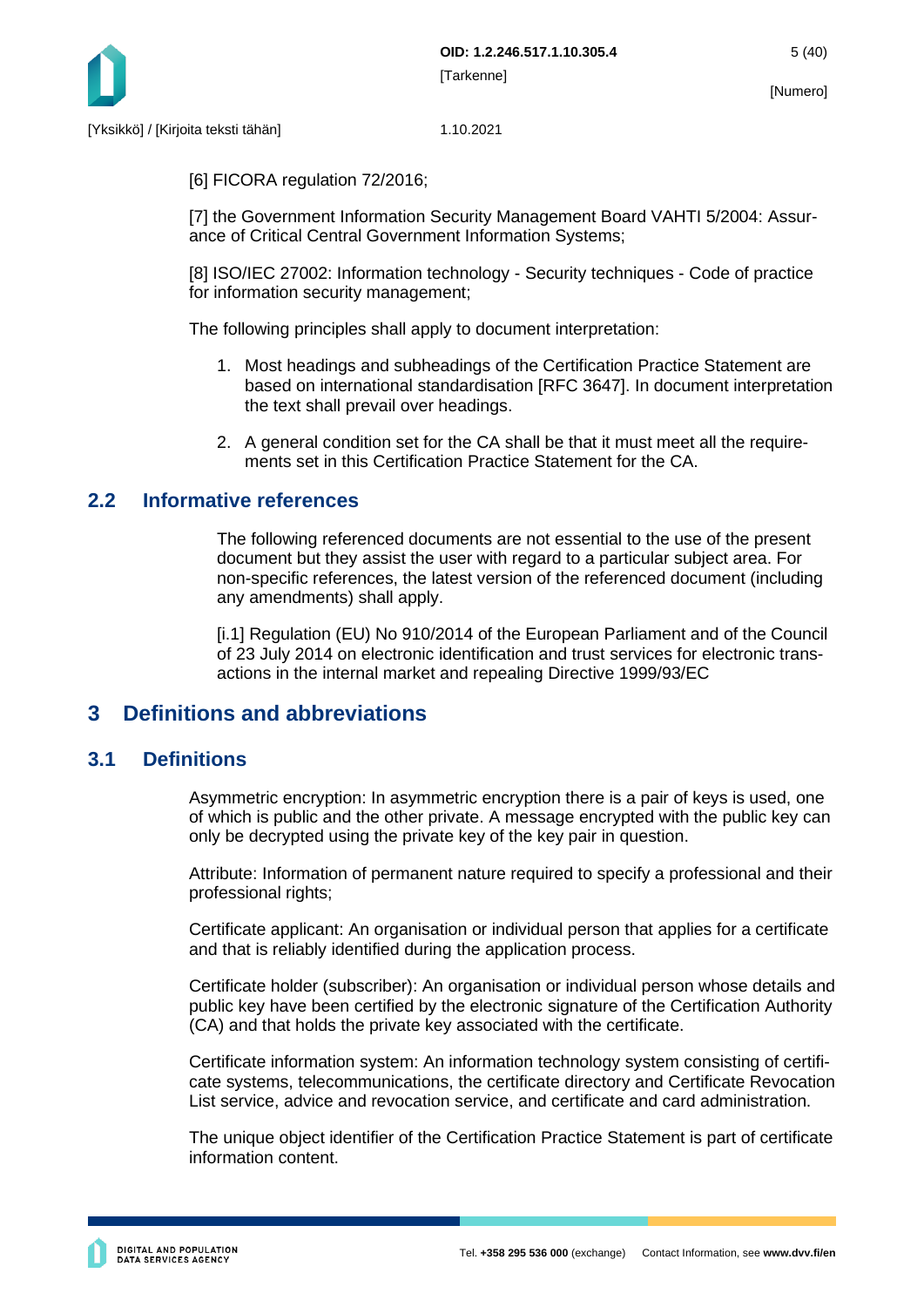[6] FICORA regulation 72/2016;

[7] the Government Information Security Management Board VAHTI 5/2004: Assurance of Critical Central Government Information Systems;

[8] ISO/IEC 27002: Information technology - Security techniques - Code of practice for information security management;

The following principles shall apply to document interpretation:

1. Most headings and subheadings of the Certification Practice Statement are based on international standardisation [RFC 3647]. In document interpretation the text shall prevail over headings.
2. A general condition set for the CA shall be that it must meet all the requirements set in this Certification Practice Statement for the CA.

## 2.2 Informative references

The following referenced documents are not essential to the use of the present document but they assist the user with regard to a particular subject area. For non-specific references, the latest version of the referenced document (including any amendments) shall apply.

[i.1] Regulation (EU) No 910/2014 of the European Parliament and of the Council of 23 July 2014 on electronic identification and trust services for electronic transactions in the internal market and repealing Directive 1999/93/EC

# 3 Definitions and abbreviations

## 3.1 Definitions

Asymmetric encryption: In asymmetric encryption there is a pair of keys is used, one of which is public and the other private. A message encrypted with the public key can only be decrypted using the private key of the key pair in question.

Attribute: Information of permanent nature required to specify a professional and their professional rights;

Certificate applicant: An organisation or individual person that applies for a certificate and that is reliably identified during the application process.

Certificate holder (subscriber): An organisation or individual person whose details and public key have been certified by the electronic signature of the Certification Authority (CA) and that holds the private key associated with the certificate.

Certificate information system: An information technology system consisting of certificate systems, telecommunications, the certificate directory and Certificate Revocation List service, advice and revocation service, and certificate and card administration.

The unique object identifier of the Certification Practice Statement is part of certificate information content.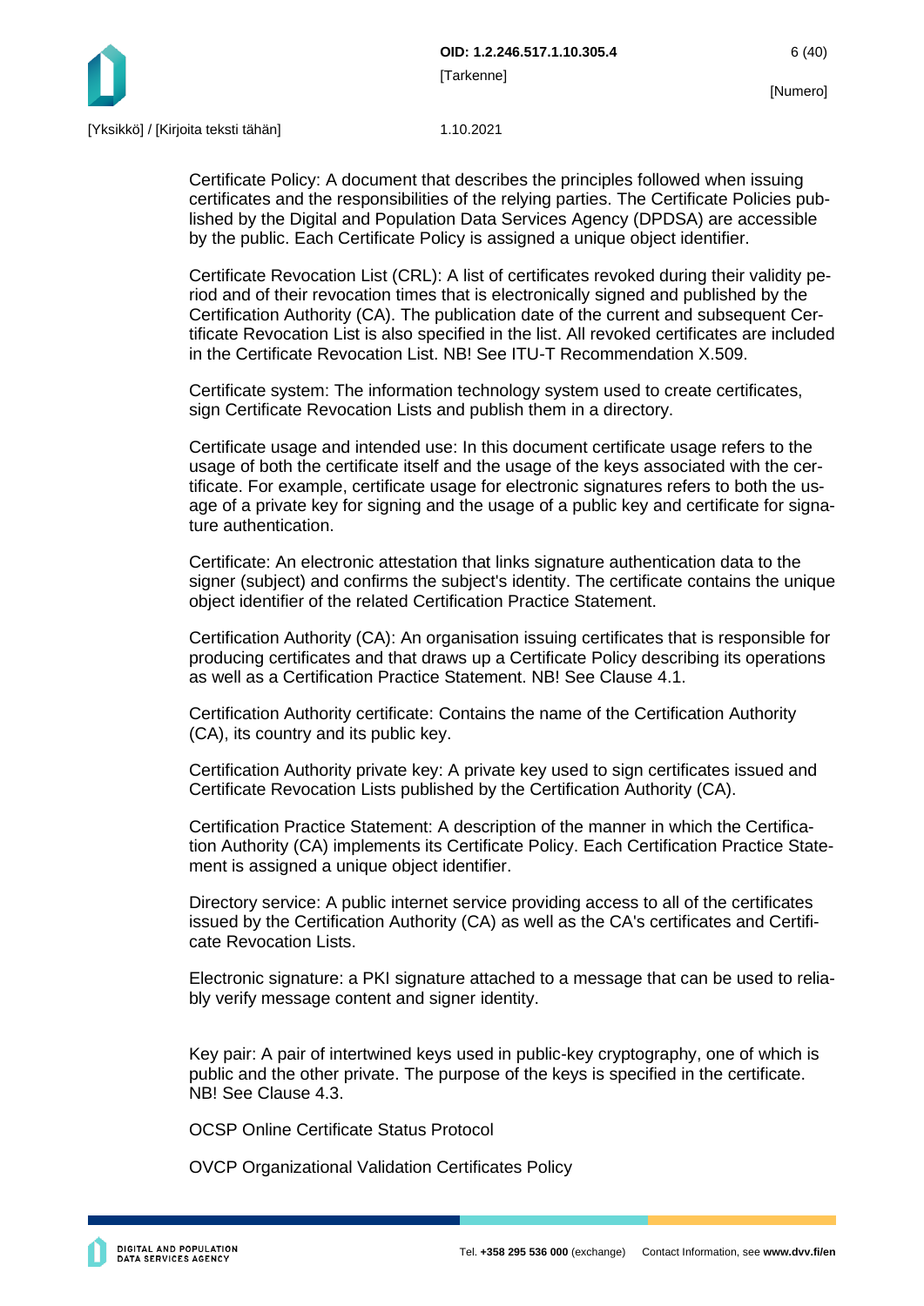Certificate Policy: A document that describes the principles followed when issuing certificates and the responsibilities of the relying parties. The Certificate Policies published by the Digital and Population Data Services Agency (DPDSA) are accessible by the public. Each Certificate Policy is assigned a unique object identifier.

Certificate Revocation List (CRL): A list of certificates revoked during their validity period and of their revocation times that is electronically signed and published by the Certification Authority (CA). The publication date of the current and subsequent Certificate Revocation List is also specified in the list. All revoked certificates are included in the Certificate Revocation List. NB! See ITU-T Recommendation X.509.

Certificate system: The information technology system used to create certificates, sign Certificate Revocation Lists and publish them in a directory.

Certificate usage and intended use: In this document certificate usage refers to the usage of both the certificate itself and the usage of the keys associated with the certificate. For example, certificate usage for electronic signatures refers to both the usage of a private key for signing and the usage of a public key and certificate for signature authentication.

Certificate: An electronic attestation that links signature authentication data to the signer (subject) and confirms the subject's identity. The certificate contains the unique object identifier of the related Certification Practice Statement.

Certification Authority (CA): An organisation issuing certificates that is responsible for producing certificates and that draws up a Certificate Policy describing its operations as well as a Certification Practice Statement. NB! See Clause 4.1.

Certification Authority certificate: Contains the name of the Certification Authority (CA), its country and its public key.

Certification Authority private key: A private key used to sign certificates issued and Certificate Revocation Lists published by the Certification Authority (CA).

Certification Practice Statement: A description of the manner in which the Certification Authority (CA) implements its Certificate Policy. Each Certification Practice Statement is assigned a unique object identifier.

Directory service: A public internet service providing access to all of the certificates issued by the Certification Authority (CA) as well as the CA's certificates and Certificate Revocation Lists.

Electronic signature: a PKI signature attached to a message that can be used to reliably verify message content and signer identity.

Key pair: A pair of intertwined keys used in public-key cryptography, one of which is public and the other private. The purpose of the keys is specified in the certificate. NB! See Clause 4.3.

OCSP Online Certificate Status Protocol

OVCP Organizational Validation Certificates Policy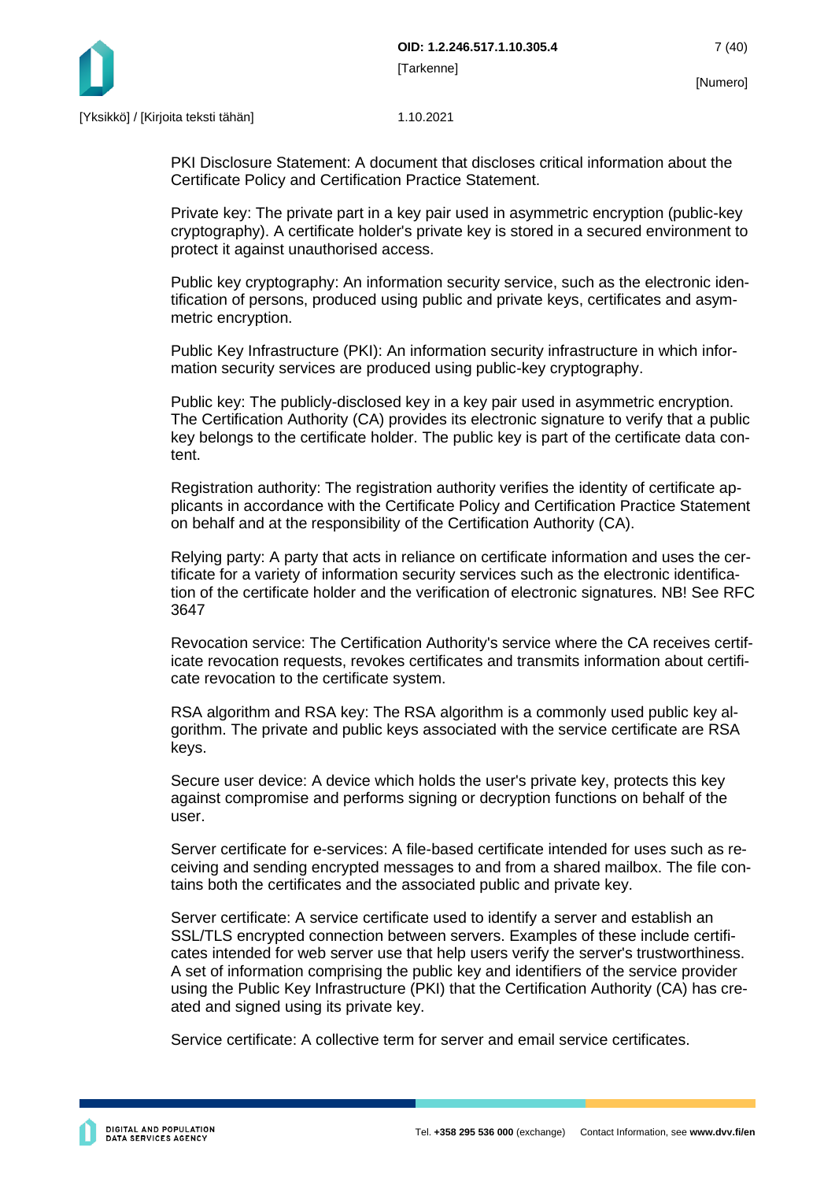PKI Disclosure Statement: A document that discloses critical information about the Certificate Policy and Certification Practice Statement.

Private key: The private part in a key pair used in asymmetric encryption (public-key cryptography). A certificate holder's private key is stored in a secured environment to protect it against unauthorised access.

Public key cryptography: An information security service, such as the electronic identification of persons, produced using public and private keys, certificates and asymmetric encryption.

Public Key Infrastructure (PKI): An information security infrastructure in which information security services are produced using public-key cryptography.

Public key: The publicly-disclosed key in a key pair used in asymmetric encryption. The Certification Authority (CA) provides its electronic signature to verify that a public key belongs to the certificate holder. The public key is part of the certificate data content.

Registration authority: The registration authority verifies the identity of certificate applicants in accordance with the Certificate Policy and Certification Practice Statement on behalf and at the responsibility of the Certification Authority (CA).

Relying party: A party that acts in reliance on certificate information and uses the certificate for a variety of information security services such as the electronic identification of the certificate holder and the verification of electronic signatures. NB! See RFC 3647

Revocation service: The Certification Authority's service where the CA receives certificate revocation requests, revokes certificates and transmits information about certificate revocation to the certificate system.

RSA algorithm and RSA key: The RSA algorithm is a commonly used public key algorithm. The private and public keys associated with the service certificate are RSA keys.

Secure user device: A device which holds the user's private key, protects this key against compromise and performs signing or decryption functions on behalf of the user.

Server certificate for e-services: A file-based certificate intended for uses such as receiving and sending encrypted messages to and from a shared mailbox. The file contains both the certificates and the associated public and private key.

Server certificate: A service certificate used to identify a server and establish an SSL/TLS encrypted connection between servers. Examples of these include certificates intended for web server use that help users verify the server's trustworthiness. A set of information comprising the public key and identifiers of the service provider using the Public Key Infrastructure (PKI) that the Certification Authority (CA) has created and signed using its private key.

Service certificate: A collective term for server and email service certificates.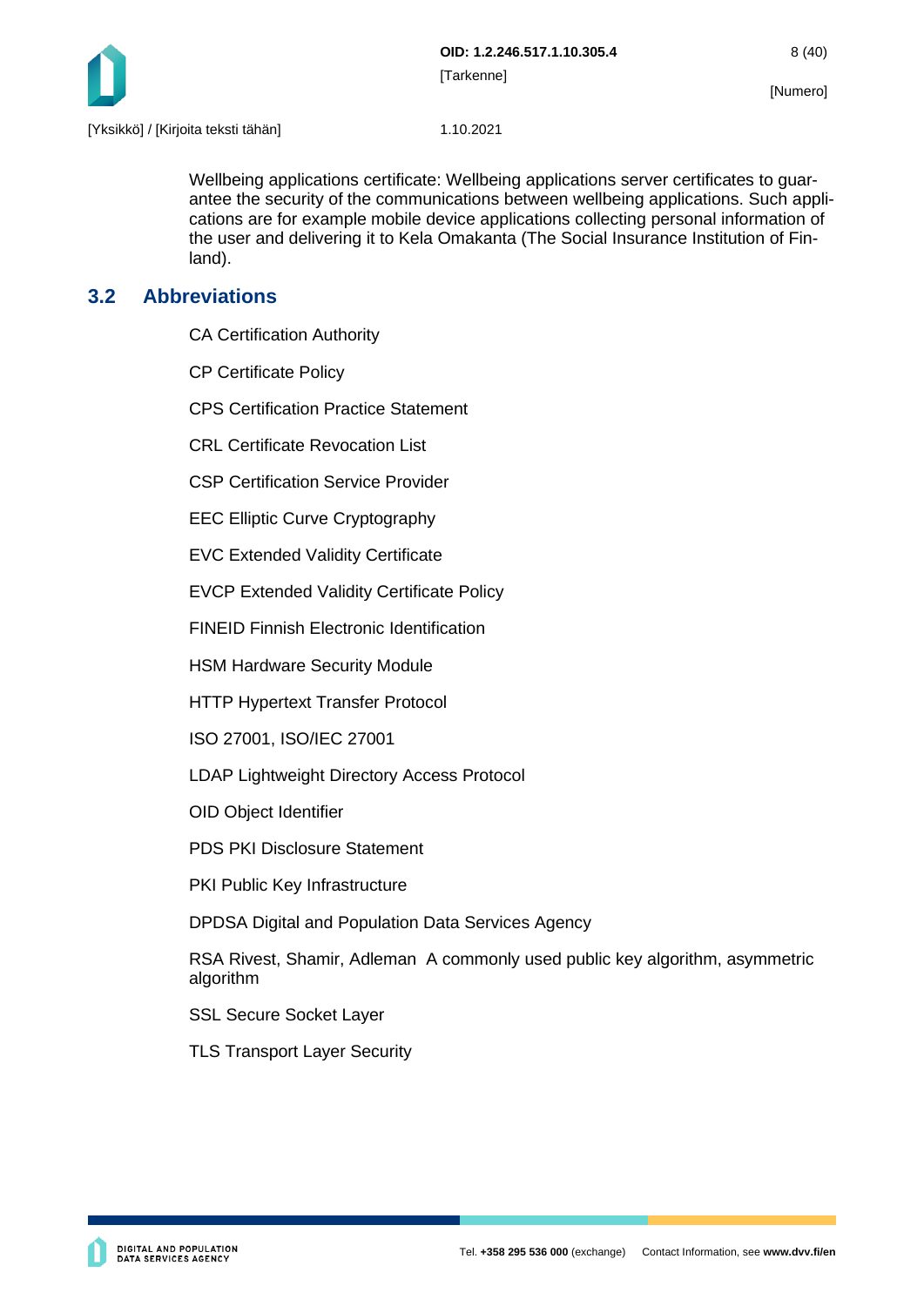Wellbeing applications certificate: Wellbeing applications server certificates to guarantee the security of the communications between wellbeing applications. Such applications are for example mobile device applications collecting personal information of the user and delivering it to Kela Omakanta (The Social Insurance Institution of Finland).

## 3.2 Abbreviations

CA Certification Authority

CP Certificate Policy

CPS Certification Practice Statement

CRL Certificate Revocation List

CSP Certification Service Provider

EEC Elliptic Curve Cryptography

EVC Extended Validity Certificate

EVCP Extended Validity Certificate Policy

FINEID Finnish Electronic Identification

HSM Hardware Security Module

HTTP Hypertext Transfer Protocol

ISO 27001, ISO/IEC 27001

LDAP Lightweight Directory Access Protocol

OID Object Identifier

PDS PKI Disclosure Statement

PKI Public Key Infrastructure

DPDSA Digital and Population Data Services Agency

RSA Rivest, Shamir, Adleman A commonly used public key algorithm, asymmetric algorithm

SSL Secure Socket Layer

TLS Transport Layer Security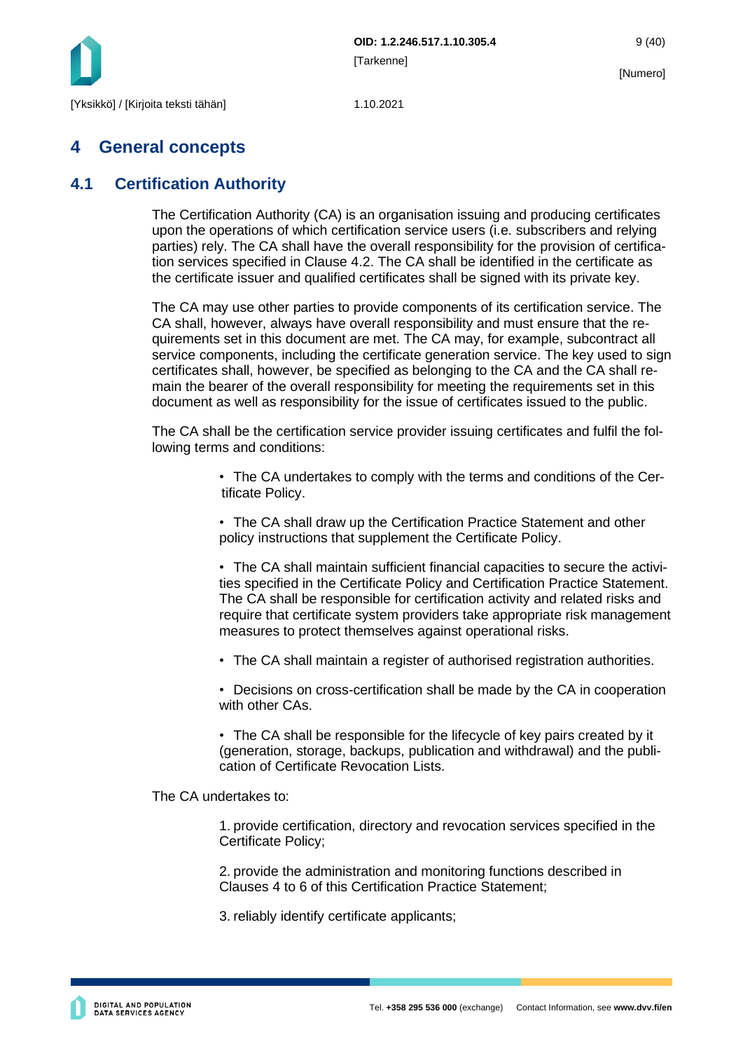# 4 General concepts

## 4.1 Certification Authority

The Certification Authority (CA) is an organisation issuing and producing certificates upon the operations of which certification service users (i.e. subscribers and relying parties) rely. The CA shall have the overall responsibility for the provision of certification services specified in Clause 4.2. The CA shall be identified in the certificate as the certificate issuer and qualified certificates shall be signed with its private key.

The CA may use other parties to provide components of its certification service. The CA shall, however, always have overall responsibility and must ensure that the requirements set in this document are met. The CA may, for example, subcontract all service components, including the certificate generation service. The key used to sign certificates shall, however, be specified as belonging to the CA and the CA shall remain the bearer of the overall responsibility for meeting the requirements set in this document as well as responsibility for the issue of certificates issued to the public.

The CA shall be the certification service provider issuing certificates and fulfil the following terms and conditions:

- The CA undertakes to comply with the terms and conditions of the Certificate Policy.
- The CA shall draw up the Certification Practice Statement and other policy instructions that supplement the Certificate Policy.
- The CA shall maintain sufficient financial capacities to secure the activities specified in the Certificate Policy and Certification Practice Statement. The CA shall be responsible for certification activity and related risks and require that certificate system providers take appropriate risk management measures to protect themselves against operational risks.
- The CA shall maintain a register of authorised registration authorities.
- Decisions on cross-certification shall be made by the CA in cooperation with other CAs.
- The CA shall be responsible for the lifecycle of key pairs created by it (generation, storage, backups, publication and withdrawal) and the publication of Certificate Revocation Lists.

The CA undertakes to:

1. provide certification, directory and revocation services specified in the Certificate Policy;
2. provide the administration and monitoring functions described in Clauses 4 to 6 of this Certification Practice Statement;
3. reliably identify certificate applicants;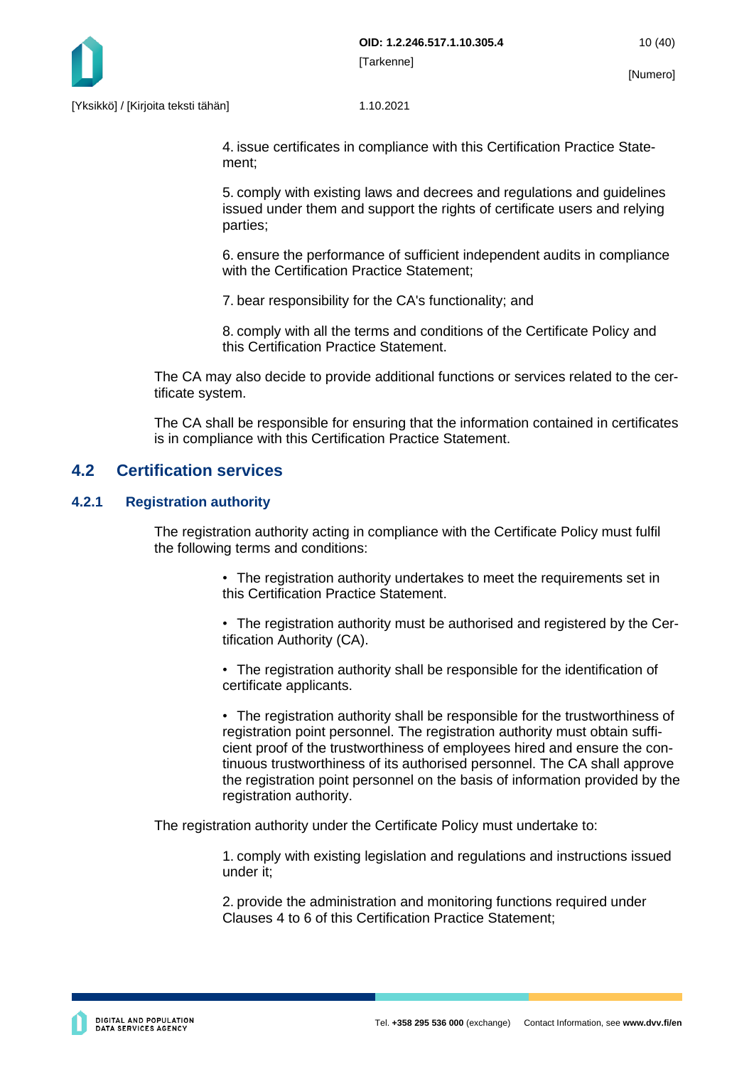4. issue certificates in compliance with this Certification Practice Statement;

5. comply with existing laws and decrees and regulations and guidelines issued under them and support the rights of certificate users and relying parties;

6. ensure the performance of sufficient independent audits in compliance with the Certification Practice Statement;

7. bear responsibility for the CA's functionality; and

8. comply with all the terms and conditions of the Certificate Policy and this Certification Practice Statement.

The CA may also decide to provide additional functions or services related to the certificate system.

The CA shall be responsible for ensuring that the information contained in certificates is in compliance with this Certification Practice Statement.

## 4.2 Certification services

### 4.2.1 Registration authority

The registration authority acting in compliance with the Certificate Policy must fulfil the following terms and conditions:

- The registration authority undertakes to meet the requirements set in this Certification Practice Statement.
- The registration authority must be authorised and registered by the Certification Authority (CA).
- The registration authority shall be responsible for the identification of certificate applicants.
- The registration authority shall be responsible for the trustworthiness of registration point personnel. The registration authority must obtain sufficient proof of the trustworthiness of employees hired and ensure the continuous trustworthiness of its authorised personnel. The CA shall approve the registration point personnel on the basis of information provided by the registration authority.

The registration authority under the Certificate Policy must undertake to:

1. comply with existing legislation and regulations and instructions issued under it;

2. provide the administration and monitoring functions required under Clauses 4 to 6 of this Certification Practice Statement;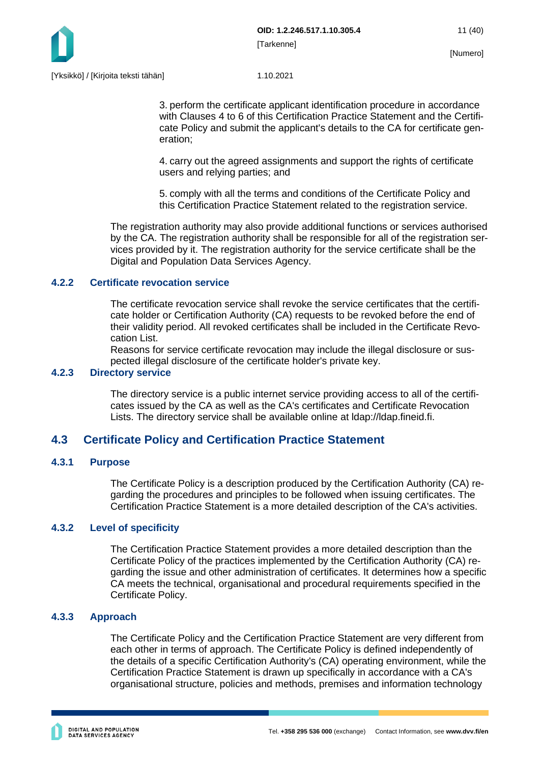3. perform the certificate applicant identification procedure in accordance with Clauses 4 to 6 of this Certification Practice Statement and the Certificate Policy and submit the applicant's details to the CA for certificate generation;

4. carry out the agreed assignments and support the rights of certificate users and relying parties; and

5. comply with all the terms and conditions of the Certificate Policy and this Certification Practice Statement related to the registration service.

The registration authority may also provide additional functions or services authorised by the CA. The registration authority shall be responsible for all of the registration services provided by it. The registration authority for the service certificate shall be the Digital and Population Data Services Agency.

### 4.2.2 Certificate revocation service

The certificate revocation service shall revoke the service certificates that the certificate holder or Certification Authority (CA) requests to be revoked before the end of their validity period. All revoked certificates shall be included in the Certificate Revocation List.
Reasons for service certificate revocation may include the illegal disclosure or suspected illegal disclosure of the certificate holder's private key.

### 4.2.3 Directory service

The directory service is a public internet service providing access to all of the certificates issued by the CA as well as the CA's certificates and Certificate Revocation Lists. The directory service shall be available online at ldap://ldap.fineid.fi.

## 4.3 Certificate Policy and Certification Practice Statement

### 4.3.1 Purpose

The Certificate Policy is a description produced by the Certification Authority (CA) regarding the procedures and principles to be followed when issuing certificates. The Certification Practice Statement is a more detailed description of the CA's activities.

### 4.3.2 Level of specificity

The Certification Practice Statement provides a more detailed description than the Certificate Policy of the practices implemented by the Certification Authority (CA) regarding the issue and other administration of certificates. It determines how a specific CA meets the technical, organisational and procedural requirements specified in the Certificate Policy.

### 4.3.3 Approach

The Certificate Policy and the Certification Practice Statement are very different from each other in terms of approach. The Certificate Policy is defined independently of the details of a specific Certification Authority's (CA) operating environment, while the Certification Practice Statement is drawn up specifically in accordance with a CA's organisational structure, policies and methods, premises and information technology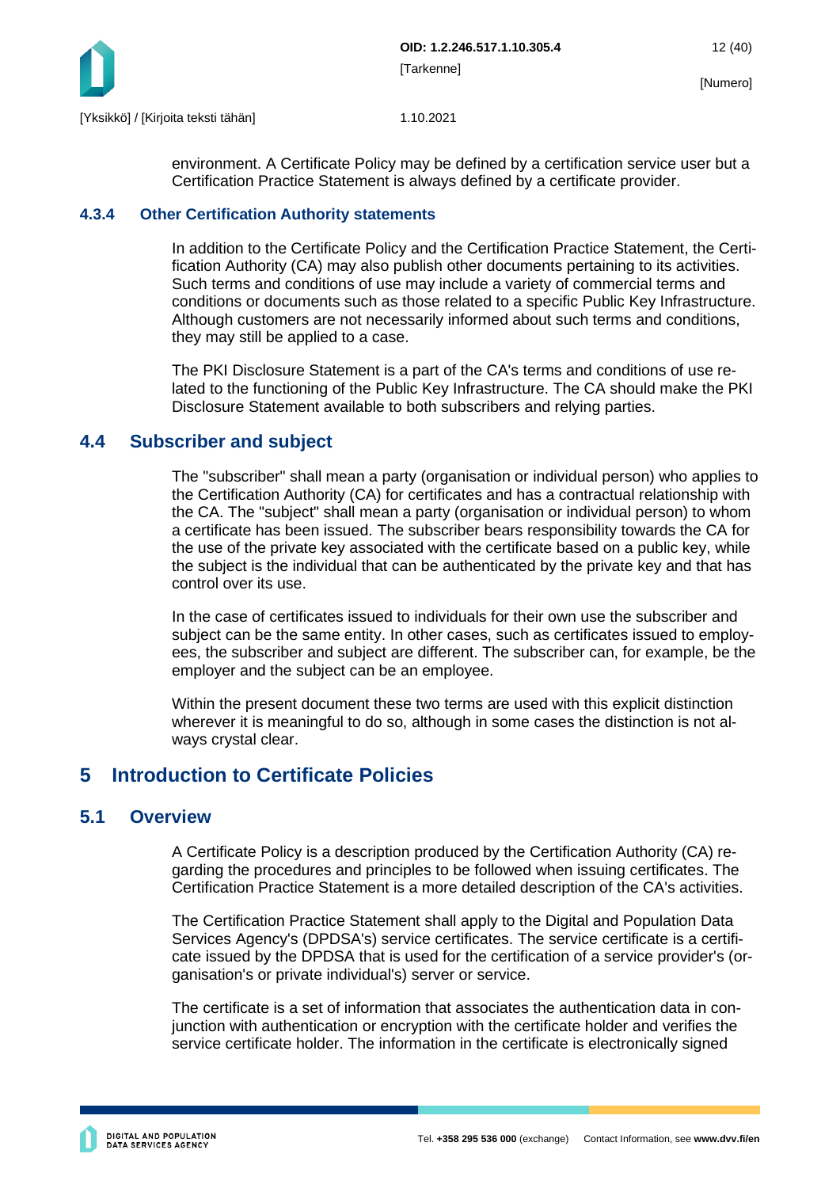environment. A Certificate Policy may be defined by a certification service user but a Certification Practice Statement is always defined by a certificate provider.

#### 4.3.4 Other Certification Authority statements

In addition to the Certificate Policy and the Certification Practice Statement, the Certification Authority (CA) may also publish other documents pertaining to its activities. Such terms and conditions of use may include a variety of commercial terms and conditions or documents such as those related to a specific Public Key Infrastructure. Although customers are not necessarily informed about such terms and conditions, they may still be applied to a case.

The PKI Disclosure Statement is a part of the CA's terms and conditions of use related to the functioning of the Public Key Infrastructure. The CA should make the PKI Disclosure Statement available to both subscribers and relying parties.

### 4.4 Subscriber and subject

The "subscriber" shall mean a party (organisation or individual person) who applies to the Certification Authority (CA) for certificates and has a contractual relationship with the CA. The "subject" shall mean a party (organisation or individual person) to whom a certificate has been issued. The subscriber bears responsibility towards the CA for the use of the private key associated with the certificate based on a public key, while the subject is the individual that can be authenticated by the private key and that has control over its use.

In the case of certificates issued to individuals for their own use the subscriber and subject can be the same entity. In other cases, such as certificates issued to employees, the subscriber and subject are different. The subscriber can, for example, be the employer and the subject can be an employee.

Within the present document these two terms are used with this explicit distinction wherever it is meaningful to do so, although in some cases the distinction is not always crystal clear.

## 5 Introduction to Certificate Policies

### 5.1 Overview

A Certificate Policy is a description produced by the Certification Authority (CA) regarding the procedures and principles to be followed when issuing certificates. The Certification Practice Statement is a more detailed description of the CA's activities.

The Certification Practice Statement shall apply to the Digital and Population Data Services Agency's (DPDSA's) service certificates. The service certificate is a certificate issued by the DPDSA that is used for the certification of a service provider's (organisation's or private individual's) server or service.

The certificate is a set of information that associates the authentication data in conjunction with authentication or encryption with the certificate holder and verifies the service certificate holder. The information in the certificate is electronically signed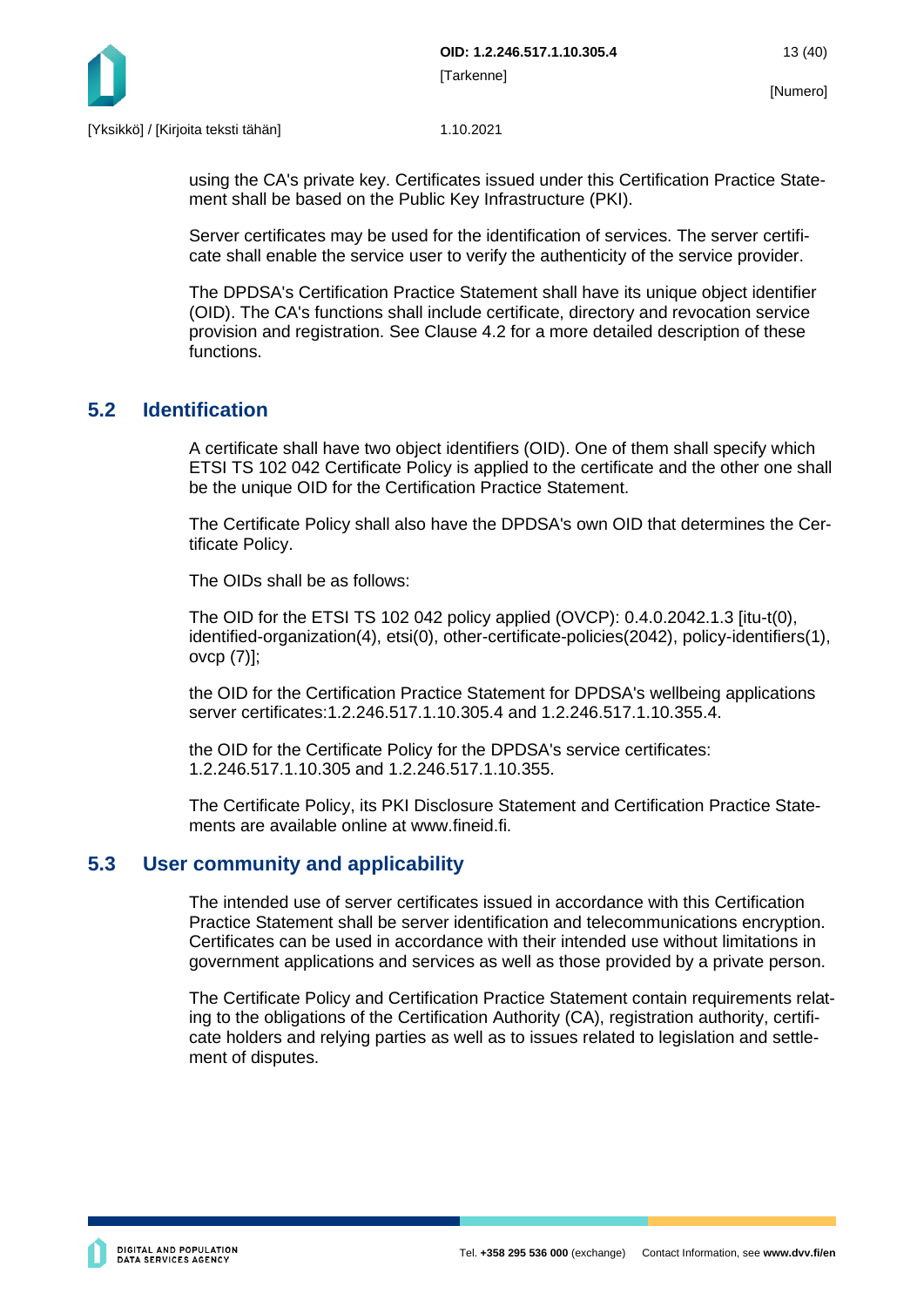using the CA's private key. Certificates issued under this Certification Practice Statement shall be based on the Public Key Infrastructure (PKI).

Server certificates may be used for the identification of services. The server certificate shall enable the service user to verify the authenticity of the service provider.

The DPDSA's Certification Practice Statement shall have its unique object identifier (OID). The CA's functions shall include certificate, directory and revocation service provision and registration. See Clause 4.2 for a more detailed description of these functions.

## 5.2 Identification

A certificate shall have two object identifiers (OID). One of them shall specify which ETSI TS 102 042 Certificate Policy is applied to the certificate and the other one shall be the unique OID for the Certification Practice Statement.

The Certificate Policy shall also have the DPDSA's own OID that determines the Certificate Policy.

The OIDs shall be as follows:

The OID for the ETSI TS 102 042 policy applied (OVCP): 0.4.0.2042.1.3 [itu-t(0), identified-organization(4), etsi(0), other-certificate-policies(2042), policy-identifiers(1), ovcp (7)];

the OID for the Certification Practice Statement for DPDSA's wellbeing applications server certificates:1.2.246.517.1.10.305.4 and 1.2.246.517.1.10.355.4.

the OID for the Certificate Policy for the DPDSA's service certificates: 1.2.246.517.1.10.305 and 1.2.246.517.1.10.355.

The Certificate Policy, its PKI Disclosure Statement and Certification Practice Statements are available online at www.fineid.fi.

## 5.3 User community and applicability

The intended use of server certificates issued in accordance with this Certification Practice Statement shall be server identification and telecommunications encryption. Certificates can be used in accordance with their intended use without limitations in government applications and services as well as those provided by a private person.

The Certificate Policy and Certification Practice Statement contain requirements relating to the obligations of the Certification Authority (CA), registration authority, certificate holders and relying parties as well as to issues related to legislation and settlement of disputes.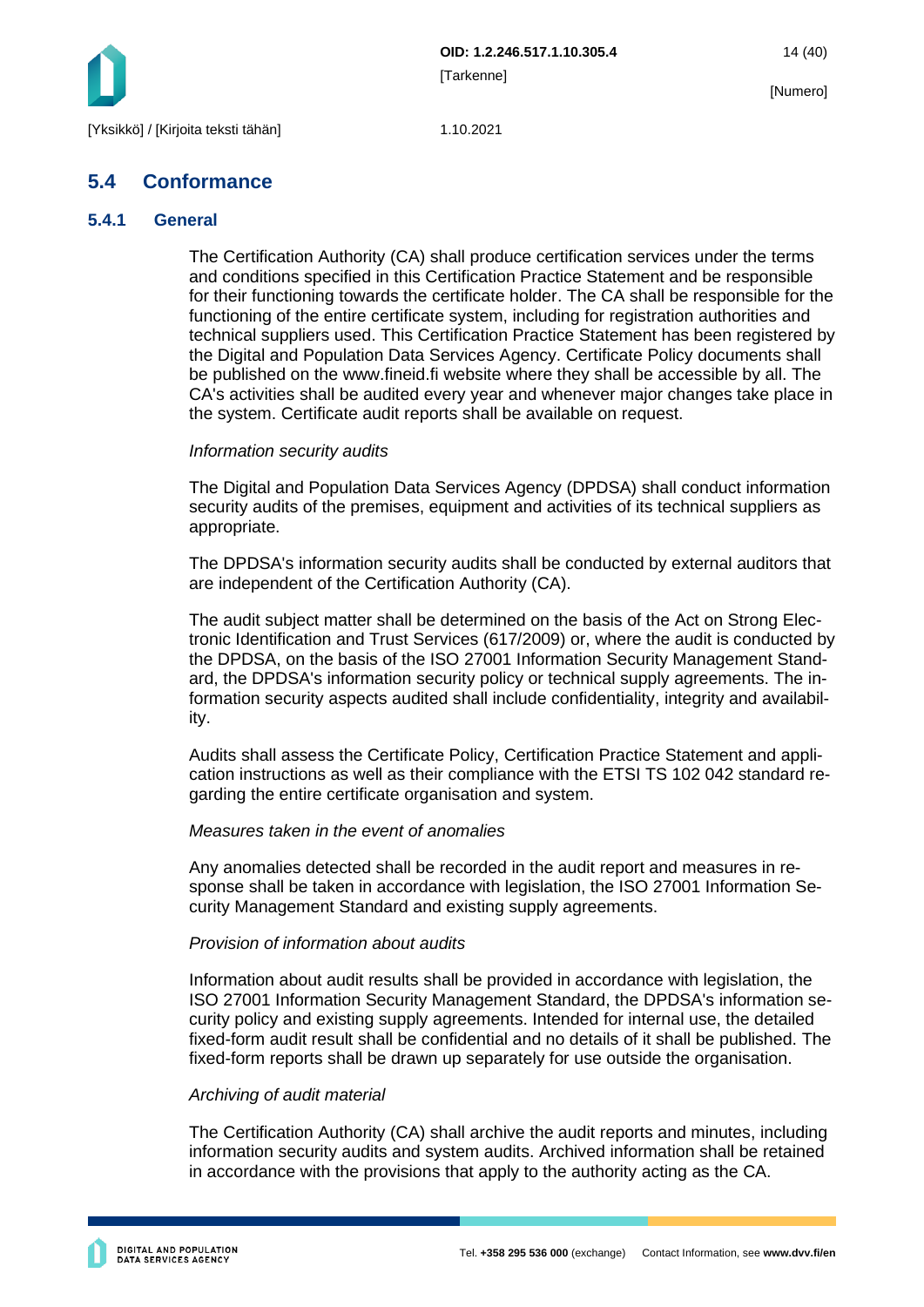## 5.4 Conformance

### 5.4.1 General

The Certification Authority (CA) shall produce certification services under the terms and conditions specified in this Certification Practice Statement and be responsible for their functioning towards the certificate holder. The CA shall be responsible for the functioning of the entire certificate system, including for registration authorities and technical suppliers used. This Certification Practice Statement has been registered by the Digital and Population Data Services Agency. Certificate Policy documents shall be published on the www.fineid.fi website where they shall be accessible by all. The CA's activities shall be audited every year and whenever major changes take place in the system. Certificate audit reports shall be available on request.

*Information security audits*

The Digital and Population Data Services Agency (DPDSA) shall conduct information security audits of the premises, equipment and activities of its technical suppliers as appropriate.

The DPDSA's information security audits shall be conducted by external auditors that are independent of the Certification Authority (CA).

The audit subject matter shall be determined on the basis of the Act on Strong Electronic Identification and Trust Services (617/2009) or, where the audit is conducted by the DPDSA, on the basis of the ISO 27001 Information Security Management Standard, the DPDSA's information security policy or technical supply agreements. The information security aspects audited shall include confidentiality, integrity and availability.

Audits shall assess the Certificate Policy, Certification Practice Statement and application instructions as well as their compliance with the ETSI TS 102 042 standard regarding the entire certificate organisation and system.

*Measures taken in the event of anomalies*

Any anomalies detected shall be recorded in the audit report and measures in response shall be taken in accordance with legislation, the ISO 27001 Information Security Management Standard and existing supply agreements.

*Provision of information about audits*

Information about audit results shall be provided in accordance with legislation, the ISO 27001 Information Security Management Standard, the DPDSA's information security policy and existing supply agreements. Intended for internal use, the detailed fixed-form audit result shall be confidential and no details of it shall be published. The fixed-form reports shall be drawn up separately for use outside the organisation.

*Archiving of audit material*

The Certification Authority (CA) shall archive the audit reports and minutes, including information security audits and system audits. Archived information shall be retained in accordance with the provisions that apply to the authority acting as the CA.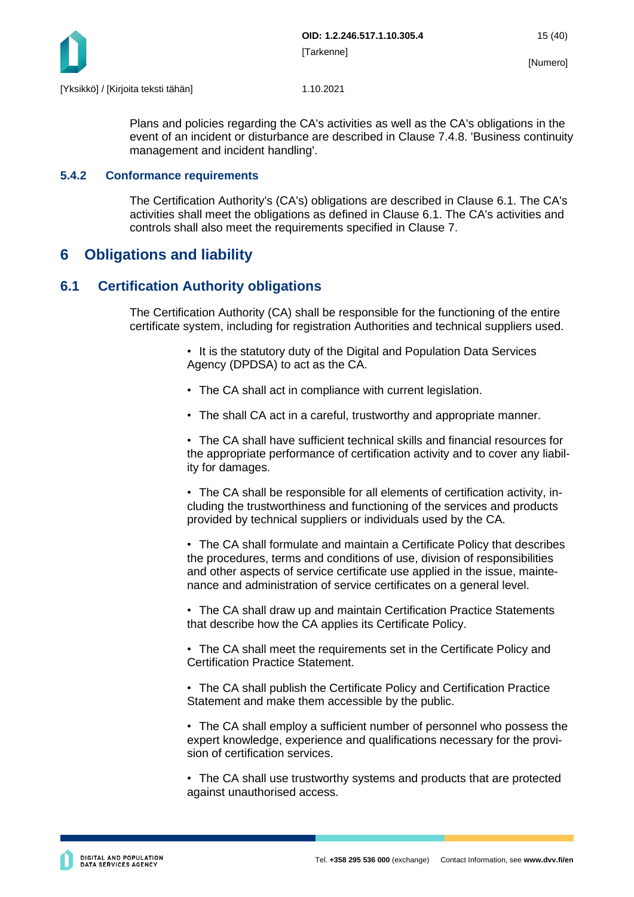Plans and policies regarding the CA's activities as well as the CA's obligations in the event of an incident or disturbance are described in Clause 7.4.8. 'Business continuity management and incident handling'.

### 5.4.2 Conformance requirements

The Certification Authority's (CA's) obligations are described in Clause 6.1. The CA's activities shall meet the obligations as defined in Clause 6.1. The CA's activities and controls shall also meet the requirements specified in Clause 7.

# 6 Obligations and liability

## 6.1 Certification Authority obligations

The Certification Authority (CA) shall be responsible for the functioning of the entire certificate system, including for registration Authorities and technical suppliers used.

- It is the statutory duty of the Digital and Population Data Services Agency (DPDSA) to act as the CA.
- The CA shall act in compliance with current legislation.
- The shall CA act in a careful, trustworthy and appropriate manner.
- The CA shall have sufficient technical skills and financial resources for the appropriate performance of certification activity and to cover any liability for damages.
- The CA shall be responsible for all elements of certification activity, including the trustworthiness and functioning of the services and products provided by technical suppliers or individuals used by the CA.
- The CA shall formulate and maintain a Certificate Policy that describes the procedures, terms and conditions of use, division of responsibilities and other aspects of service certificate use applied in the issue, maintenance and administration of service certificates on a general level.
- The CA shall draw up and maintain Certification Practice Statements that describe how the CA applies its Certificate Policy.
- The CA shall meet the requirements set in the Certificate Policy and Certification Practice Statement.
- The CA shall publish the Certificate Policy and Certification Practice Statement and make them accessible by the public.
- The CA shall employ a sufficient number of personnel who possess the expert knowledge, experience and qualifications necessary for the provision of certification services.
- The CA shall use trustworthy systems and products that are protected against unauthorised access.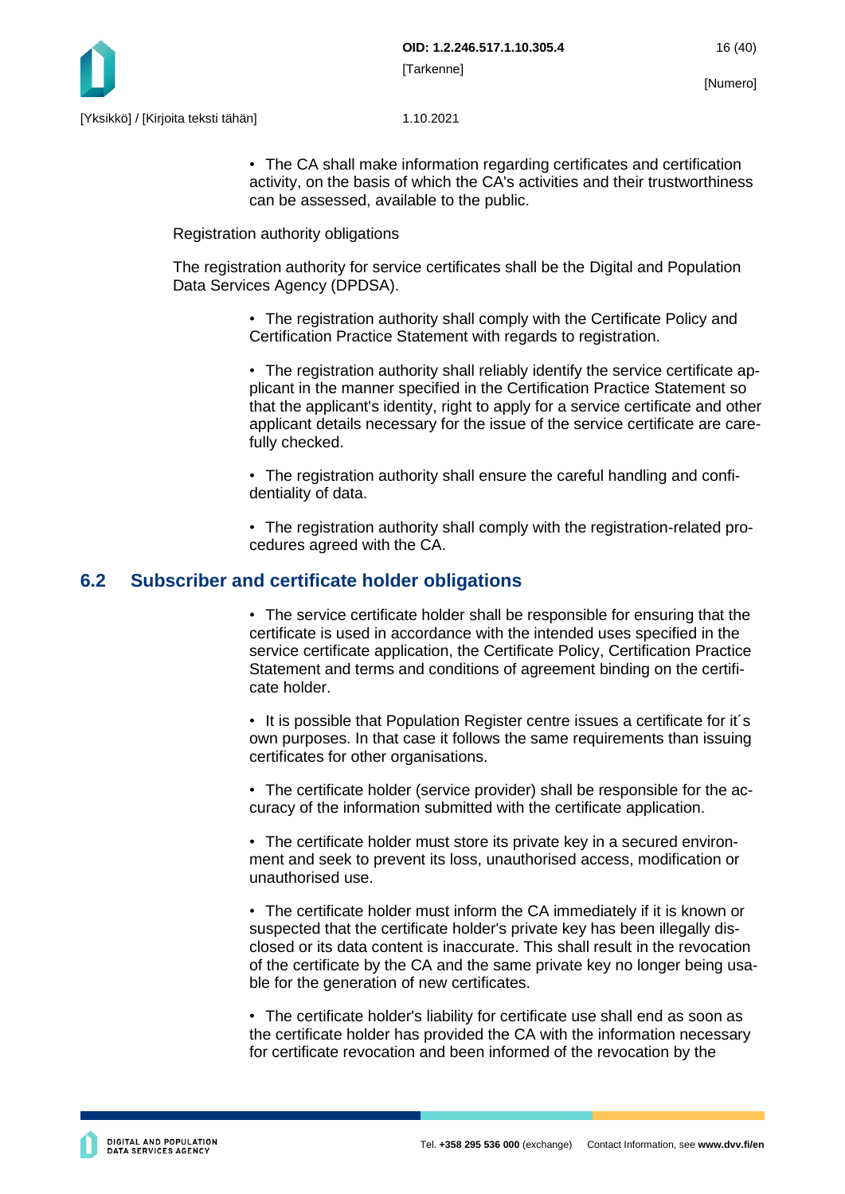- The CA shall make information regarding certificates and certification activity, on the basis of which the CA's activities and their trustworthiness can be assessed, available to the public.

Registration authority obligations

The registration authority for service certificates shall be the Digital and Population Data Services Agency (DPDSA).

- The registration authority shall comply with the Certificate Policy and Certification Practice Statement with regards to registration.
- The registration authority shall reliably identify the service certificate applicant in the manner specified in the Certification Practice Statement so that the applicant's identity, right to apply for a service certificate and other applicant details necessary for the issue of the service certificate are carefully checked.
- The registration authority shall ensure the careful handling and confidentiality of data.
- The registration authority shall comply with the registration-related procedures agreed with the CA.

## 6.2 Subscriber and certificate holder obligations

- The service certificate holder shall be responsible for ensuring that the certificate is used in accordance with the intended uses specified in the service certificate application, the Certificate Policy, Certification Practice Statement and terms and conditions of agreement binding on the certificate holder.
- It is possible that Population Register centre issues a certificate for it´s own purposes. In that case it follows the same requirements than issuing certificates for other organisations.
- The certificate holder (service provider) shall be responsible for the accuracy of the information submitted with the certificate application.
- The certificate holder must store its private key in a secured environment and seek to prevent its loss, unauthorised access, modification or unauthorised use.
- The certificate holder must inform the CA immediately if it is known or suspected that the certificate holder's private key has been illegally disclosed or its data content is inaccurate. This shall result in the revocation of the certificate by the CA and the same private key no longer being usable for the generation of new certificates.
- The certificate holder's liability for certificate use shall end as soon as the certificate holder has provided the CA with the information necessary for certificate revocation and been informed of the revocation by the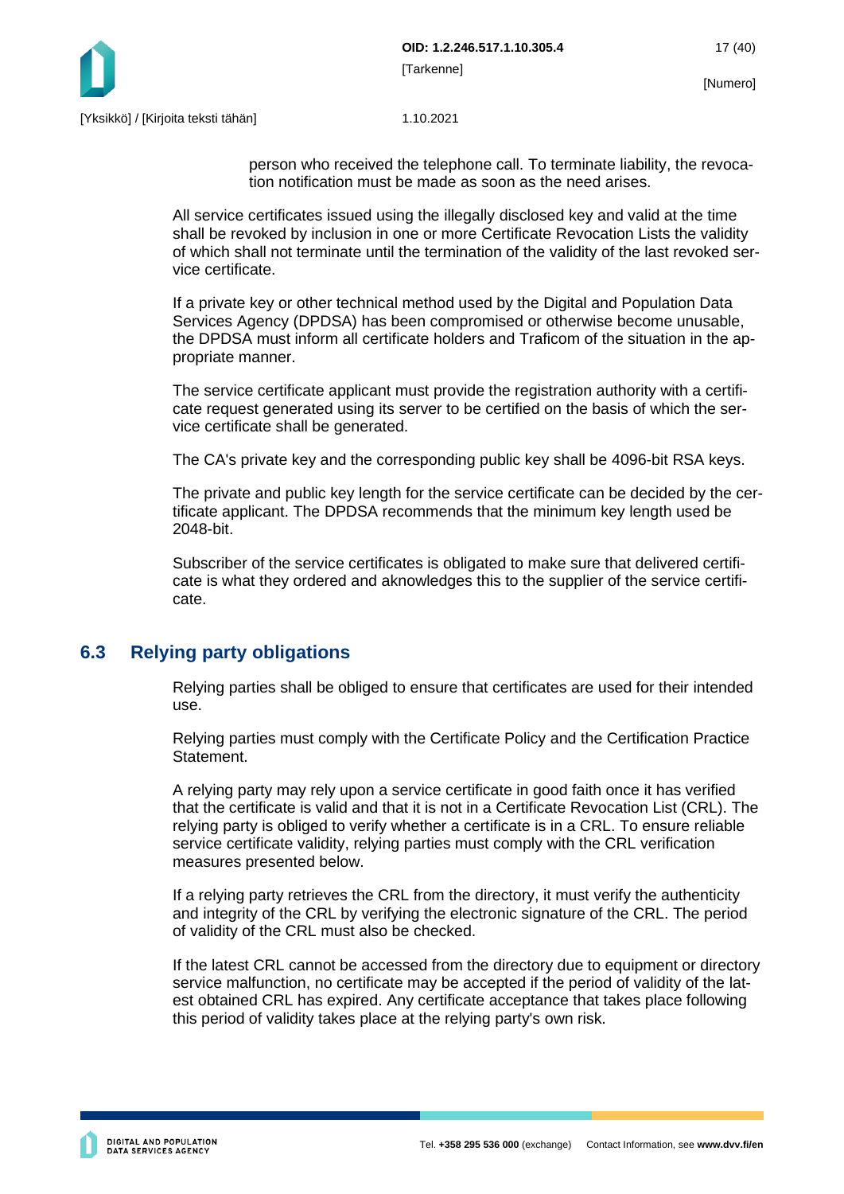person who received the telephone call. To terminate liability, the revocation notification must be made as soon as the need arises.

All service certificates issued using the illegally disclosed key and valid at the time shall be revoked by inclusion in one or more Certificate Revocation Lists the validity of which shall not terminate until the termination of the validity of the last revoked service certificate.

If a private key or other technical method used by the Digital and Population Data Services Agency (DPDSA) has been compromised or otherwise become unusable, the DPDSA must inform all certificate holders and Traficom of the situation in the appropriate manner.

The service certificate applicant must provide the registration authority with a certificate request generated using its server to be certified on the basis of which the service certificate shall be generated.

The CA's private key and the corresponding public key shall be 4096-bit RSA keys.

The private and public key length for the service certificate can be decided by the certificate applicant. The DPDSA recommends that the minimum key length used be 2048-bit.

Subscriber of the service certificates is obligated to make sure that delivered certificate is what they ordered and aknowledges this to the supplier of the service certificate.

## 6.3 Relying party obligations

Relying parties shall be obliged to ensure that certificates are used for their intended use.

Relying parties must comply with the Certificate Policy and the Certification Practice Statement.

A relying party may rely upon a service certificate in good faith once it has verified that the certificate is valid and that it is not in a Certificate Revocation List (CRL). The relying party is obliged to verify whether a certificate is in a CRL. To ensure reliable service certificate validity, relying parties must comply with the CRL verification measures presented below.

If a relying party retrieves the CRL from the directory, it must verify the authenticity and integrity of the CRL by verifying the electronic signature of the CRL. The period of validity of the CRL must also be checked.

If the latest CRL cannot be accessed from the directory due to equipment or directory service malfunction, no certificate may be accepted if the period of validity of the latest obtained CRL has expired. Any certificate acceptance that takes place following this period of validity takes place at the relying party's own risk.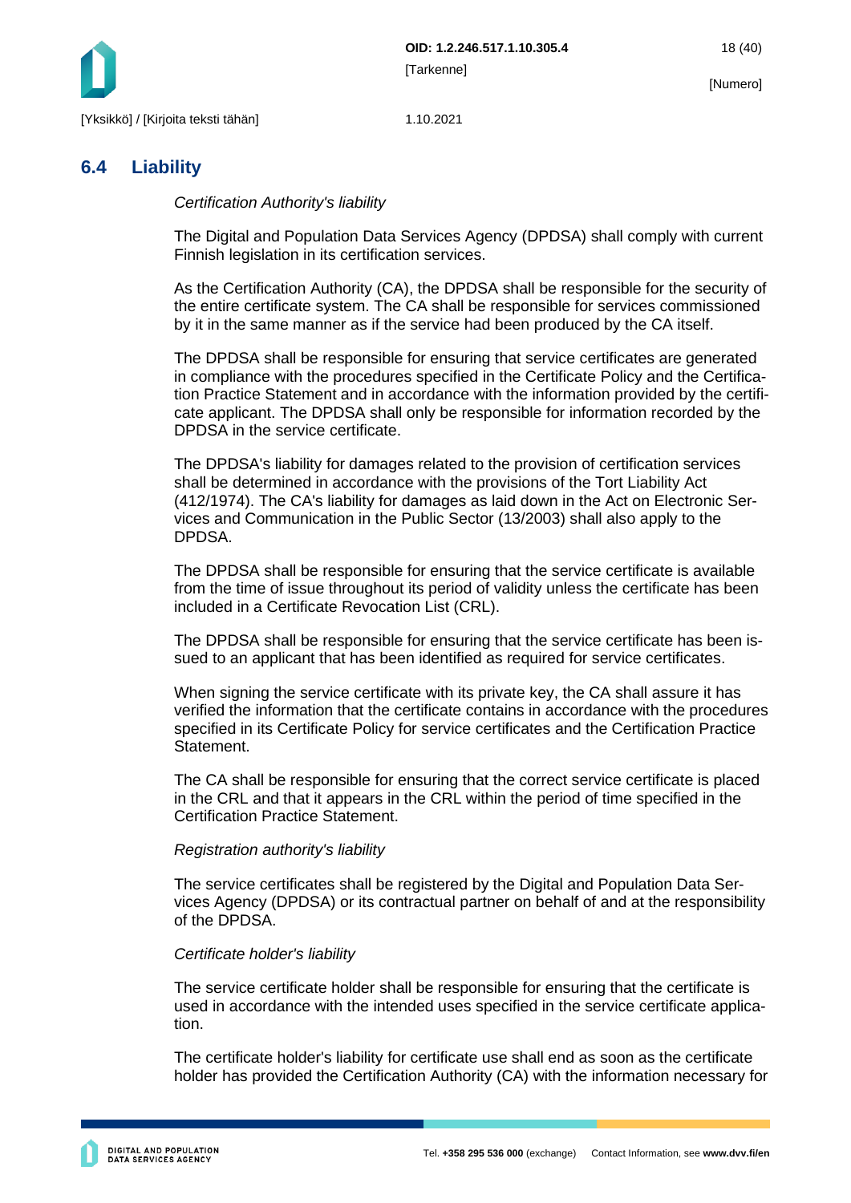## 6.4 Liability

*Certification Authority's liability*

The Digital and Population Data Services Agency (DPDSA) shall comply with current Finnish legislation in its certification services.

As the Certification Authority (CA), the DPDSA shall be responsible for the security of the entire certificate system. The CA shall be responsible for services commissioned by it in the same manner as if the service had been produced by the CA itself.

The DPDSA shall be responsible for ensuring that service certificates are generated in compliance with the procedures specified in the Certificate Policy and the Certification Practice Statement and in accordance with the information provided by the certificate applicant. The DPDSA shall only be responsible for information recorded by the DPDSA in the service certificate.

The DPDSA's liability for damages related to the provision of certification services shall be determined in accordance with the provisions of the Tort Liability Act (412/1974). The CA's liability for damages as laid down in the Act on Electronic Services and Communication in the Public Sector (13/2003) shall also apply to the DPDSA.

The DPDSA shall be responsible for ensuring that the service certificate is available from the time of issue throughout its period of validity unless the certificate has been included in a Certificate Revocation List (CRL).

The DPDSA shall be responsible for ensuring that the service certificate has been issued to an applicant that has been identified as required for service certificates.

When signing the service certificate with its private key, the CA shall assure it has verified the information that the certificate contains in accordance with the procedures specified in its Certificate Policy for service certificates and the Certification Practice Statement.

The CA shall be responsible for ensuring that the correct service certificate is placed in the CRL and that it appears in the CRL within the period of time specified in the Certification Practice Statement.

*Registration authority's liability*

The service certificates shall be registered by the Digital and Population Data Services Agency (DPDSA) or its contractual partner on behalf of and at the responsibility of the DPDSA.

*Certificate holder's liability*

The service certificate holder shall be responsible for ensuring that the certificate is used in accordance with the intended uses specified in the service certificate application.

The certificate holder's liability for certificate use shall end as soon as the certificate holder has provided the Certification Authority (CA) with the information necessary for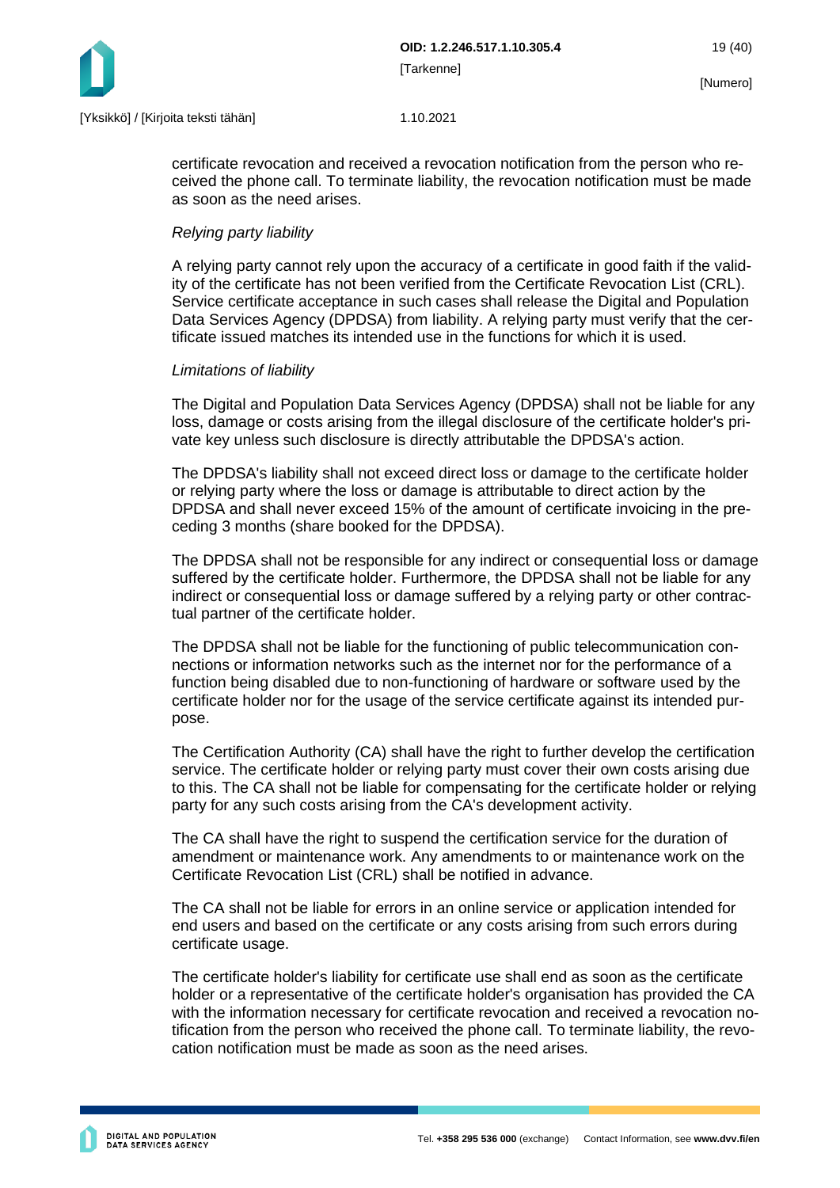certificate revocation and received a revocation notification from the person who received the phone call. To terminate liability, the revocation notification must be made as soon as the need arises.

*Relying party liability*

A relying party cannot rely upon the accuracy of a certificate in good faith if the validity of the certificate has not been verified from the Certificate Revocation List (CRL). Service certificate acceptance in such cases shall release the Digital and Population Data Services Agency (DPDSA) from liability. A relying party must verify that the certificate issued matches its intended use in the functions for which it is used.

*Limitations of liability*

The Digital and Population Data Services Agency (DPDSA) shall not be liable for any loss, damage or costs arising from the illegal disclosure of the certificate holder's private key unless such disclosure is directly attributable the DPDSA's action.

The DPDSA's liability shall not exceed direct loss or damage to the certificate holder or relying party where the loss or damage is attributable to direct action by the DPDSA and shall never exceed 15% of the amount of certificate invoicing in the preceding 3 months (share booked for the DPDSA).

The DPDSA shall not be responsible for any indirect or consequential loss or damage suffered by the certificate holder. Furthermore, the DPDSA shall not be liable for any indirect or consequential loss or damage suffered by a relying party or other contractual partner of the certificate holder.

The DPDSA shall not be liable for the functioning of public telecommunication connections or information networks such as the internet nor for the performance of a function being disabled due to non-functioning of hardware or software used by the certificate holder nor for the usage of the service certificate against its intended purpose.

The Certification Authority (CA) shall have the right to further develop the certification service. The certificate holder or relying party must cover their own costs arising due to this. The CA shall not be liable for compensating for the certificate holder or relying party for any such costs arising from the CA's development activity.

The CA shall have the right to suspend the certification service for the duration of amendment or maintenance work. Any amendments to or maintenance work on the Certificate Revocation List (CRL) shall be notified in advance.

The CA shall not be liable for errors in an online service or application intended for end users and based on the certificate or any costs arising from such errors during certificate usage.

The certificate holder's liability for certificate use shall end as soon as the certificate holder or a representative of the certificate holder's organisation has provided the CA with the information necessary for certificate revocation and received a revocation notification from the person who received the phone call. To terminate liability, the revocation notification must be made as soon as the need arises.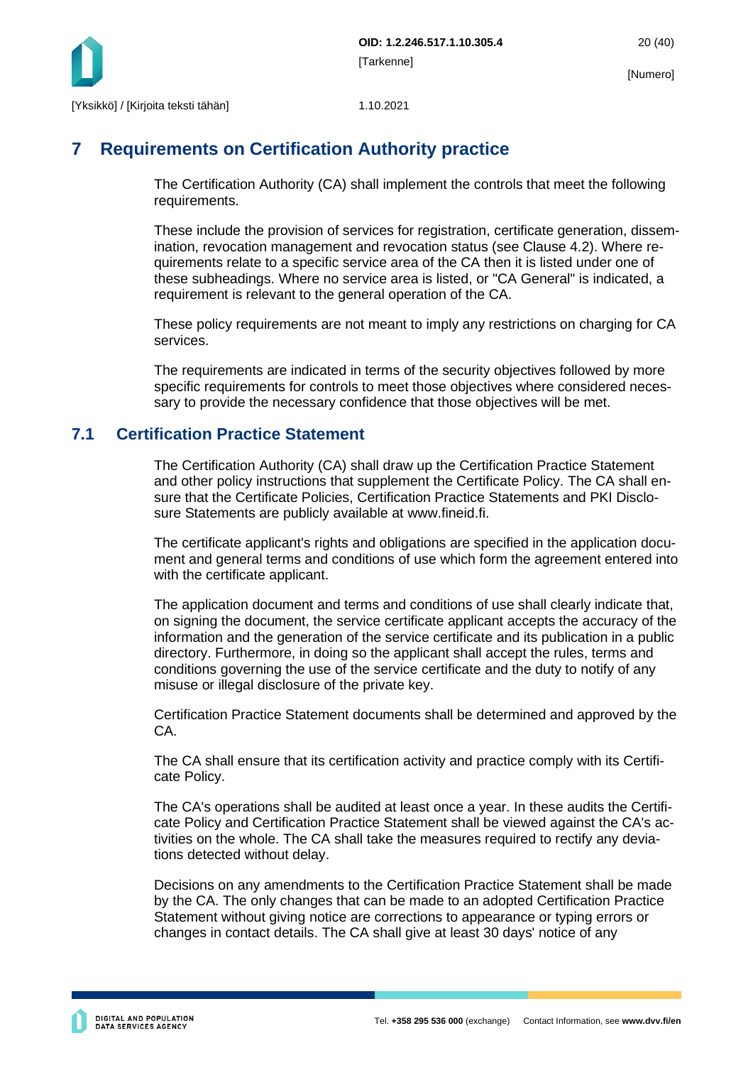# 7 Requirements on Certification Authority practice

The Certification Authority (CA) shall implement the controls that meet the following requirements.

These include the provision of services for registration, certificate generation, dissemination, revocation management and revocation status (see Clause 4.2). Where requirements relate to a specific service area of the CA then it is listed under one of these subheadings. Where no service area is listed, or "CA General" is indicated, a requirement is relevant to the general operation of the CA.

These policy requirements are not meant to imply any restrictions on charging for CA services.

The requirements are indicated in terms of the security objectives followed by more specific requirements for controls to meet those objectives where considered necessary to provide the necessary confidence that those objectives will be met.

## 7.1 Certification Practice Statement

The Certification Authority (CA) shall draw up the Certification Practice Statement and other policy instructions that supplement the Certificate Policy. The CA shall ensure that the Certificate Policies, Certification Practice Statements and PKI Disclosure Statements are publicly available at www.fineid.fi.

The certificate applicant's rights and obligations are specified in the application document and general terms and conditions of use which form the agreement entered into with the certificate applicant.

The application document and terms and conditions of use shall clearly indicate that, on signing the document, the service certificate applicant accepts the accuracy of the information and the generation of the service certificate and its publication in a public directory. Furthermore, in doing so the applicant shall accept the rules, terms and conditions governing the use of the service certificate and the duty to notify of any misuse or illegal disclosure of the private key.

Certification Practice Statement documents shall be determined and approved by the CA.

The CA shall ensure that its certification activity and practice comply with its Certificate Policy.

The CA's operations shall be audited at least once a year. In these audits the Certificate Policy and Certification Practice Statement shall be viewed against the CA's activities on the whole. The CA shall take the measures required to rectify any deviations detected without delay.

Decisions on any amendments to the Certification Practice Statement shall be made by the CA. The only changes that can be made to an adopted Certification Practice Statement without giving notice are corrections to appearance or typing errors or changes in contact details. The CA shall give at least 30 days' notice of any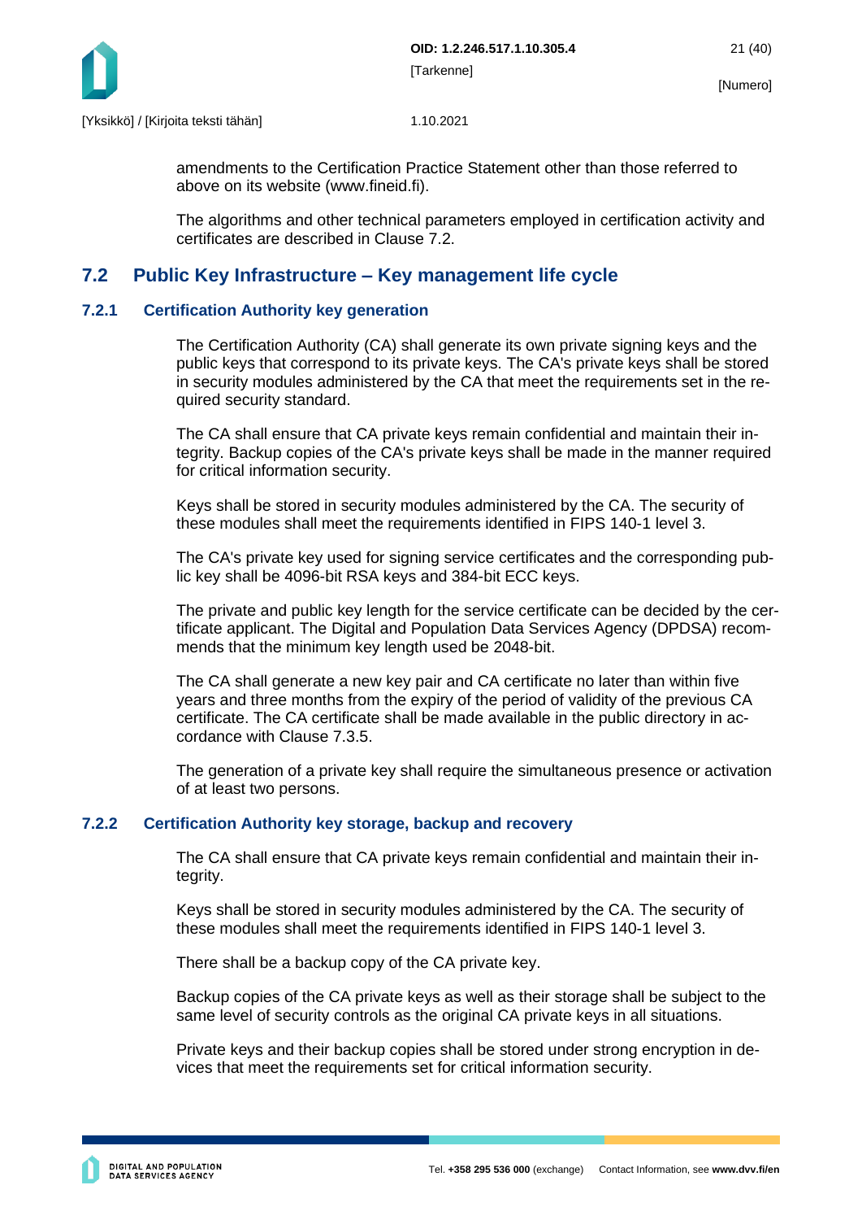amendments to the Certification Practice Statement other than those referred to above on its website (www.fineid.fi).

The algorithms and other technical parameters employed in certification activity and certificates are described in Clause 7.2.

## 7.2 Public Key Infrastructure – Key management life cycle

### 7.2.1 Certification Authority key generation

The Certification Authority (CA) shall generate its own private signing keys and the public keys that correspond to its private keys. The CA's private keys shall be stored in security modules administered by the CA that meet the requirements set in the required security standard.

The CA shall ensure that CA private keys remain confidential and maintain their integrity. Backup copies of the CA's private keys shall be made in the manner required for critical information security.

Keys shall be stored in security modules administered by the CA. The security of these modules shall meet the requirements identified in FIPS 140-1 level 3.

The CA's private key used for signing service certificates and the corresponding public key shall be 4096-bit RSA keys and 384-bit ECC keys.

The private and public key length for the service certificate can be decided by the certificate applicant. The Digital and Population Data Services Agency (DPDSA) recommends that the minimum key length used be 2048-bit.

The CA shall generate a new key pair and CA certificate no later than within five years and three months from the expiry of the period of validity of the previous CA certificate. The CA certificate shall be made available in the public directory in accordance with Clause 7.3.5.

The generation of a private key shall require the simultaneous presence or activation of at least two persons.

### 7.2.2 Certification Authority key storage, backup and recovery

The CA shall ensure that CA private keys remain confidential and maintain their integrity.

Keys shall be stored in security modules administered by the CA. The security of these modules shall meet the requirements identified in FIPS 140-1 level 3.

There shall be a backup copy of the CA private key.

Backup copies of the CA private keys as well as their storage shall be subject to the same level of security controls as the original CA private keys in all situations.

Private keys and their backup copies shall be stored under strong encryption in devices that meet the requirements set for critical information security.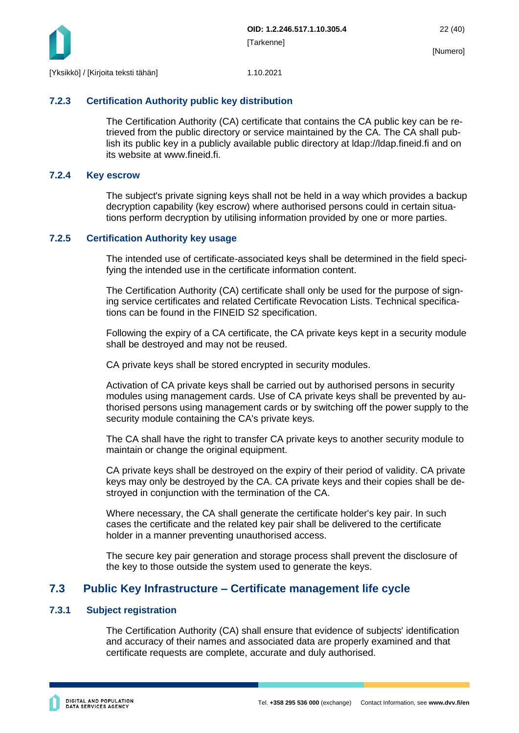### 7.2.3 Certification Authority public key distribution

The Certification Authority (CA) certificate that contains the CA public key can be retrieved from the public directory or service maintained by the CA. The CA shall publish its public key in a publicly available public directory at ldap://ldap.fineid.fi and on its website at www.fineid.fi.

### 7.2.4 Key escrow

The subject's private signing keys shall not be held in a way which provides a backup decryption capability (key escrow) where authorised persons could in certain situations perform decryption by utilising information provided by one or more parties.

### 7.2.5 Certification Authority key usage

The intended use of certificate-associated keys shall be determined in the field specifying the intended use in the certificate information content.

The Certification Authority (CA) certificate shall only be used for the purpose of signing service certificates and related Certificate Revocation Lists. Technical specifications can be found in the FINEID S2 specification.

Following the expiry of a CA certificate, the CA private keys kept in a security module shall be destroyed and may not be reused.

CA private keys shall be stored encrypted in security modules.

Activation of CA private keys shall be carried out by authorised persons in security modules using management cards. Use of CA private keys shall be prevented by authorised persons using management cards or by switching off the power supply to the security module containing the CA's private keys.

The CA shall have the right to transfer CA private keys to another security module to maintain or change the original equipment.

CA private keys shall be destroyed on the expiry of their period of validity. CA private keys may only be destroyed by the CA. CA private keys and their copies shall be destroyed in conjunction with the termination of the CA.

Where necessary, the CA shall generate the certificate holder's key pair. In such cases the certificate and the related key pair shall be delivered to the certificate holder in a manner preventing unauthorised access.

The secure key pair generation and storage process shall prevent the disclosure of the key to those outside the system used to generate the keys.

## 7.3 Public Key Infrastructure – Certificate management life cycle

### 7.3.1 Subject registration

The Certification Authority (CA) shall ensure that evidence of subjects' identification and accuracy of their names and associated data are properly examined and that certificate requests are complete, accurate and duly authorised.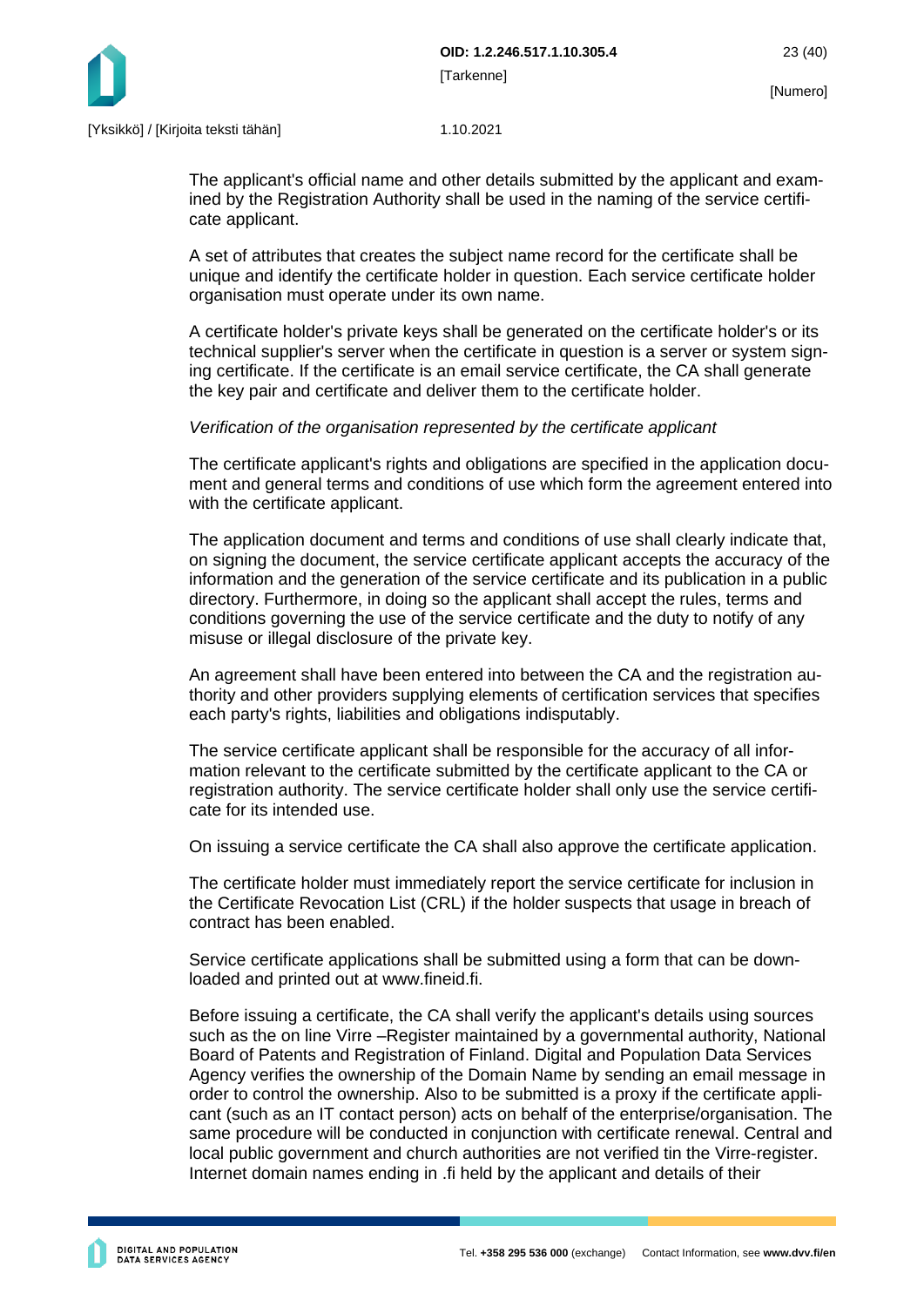The applicant's official name and other details submitted by the applicant and examined by the Registration Authority shall be used in the naming of the service certificate applicant.

A set of attributes that creates the subject name record for the certificate shall be unique and identify the certificate holder in question. Each service certificate holder organisation must operate under its own name.

A certificate holder's private keys shall be generated on the certificate holder's or its technical supplier's server when the certificate in question is a server or system signing certificate. If the certificate is an email service certificate, the CA shall generate the key pair and certificate and deliver them to the certificate holder.

*Verification of the organisation represented by the certificate applicant*

The certificate applicant's rights and obligations are specified in the application document and general terms and conditions of use which form the agreement entered into with the certificate applicant.

The application document and terms and conditions of use shall clearly indicate that, on signing the document, the service certificate applicant accepts the accuracy of the information and the generation of the service certificate and its publication in a public directory. Furthermore, in doing so the applicant shall accept the rules, terms and conditions governing the use of the service certificate and the duty to notify of any misuse or illegal disclosure of the private key.

An agreement shall have been entered into between the CA and the registration authority and other providers supplying elements of certification services that specifies each party's rights, liabilities and obligations indisputably.

The service certificate applicant shall be responsible for the accuracy of all information relevant to the certificate submitted by the certificate applicant to the CA or registration authority. The service certificate holder shall only use the service certificate for its intended use.

On issuing a service certificate the CA shall also approve the certificate application.

The certificate holder must immediately report the service certificate for inclusion in the Certificate Revocation List (CRL) if the holder suspects that usage in breach of contract has been enabled.

Service certificate applications shall be submitted using a form that can be downloaded and printed out at www.fineid.fi.

Before issuing a certificate, the CA shall verify the applicant's details using sources such as the on line Virre –Register maintained by a governmental authority, National Board of Patents and Registration of Finland. Digital and Population Data Services Agency verifies the ownership of the Domain Name by sending an email message in order to control the ownership. Also to be submitted is a proxy if the certificate applicant (such as an IT contact person) acts on behalf of the enterprise/organisation. The same procedure will be conducted in conjunction with certificate renewal. Central and local public government and church authorities are not verified tin the Virre-register. Internet domain names ending in .fi held by the applicant and details of their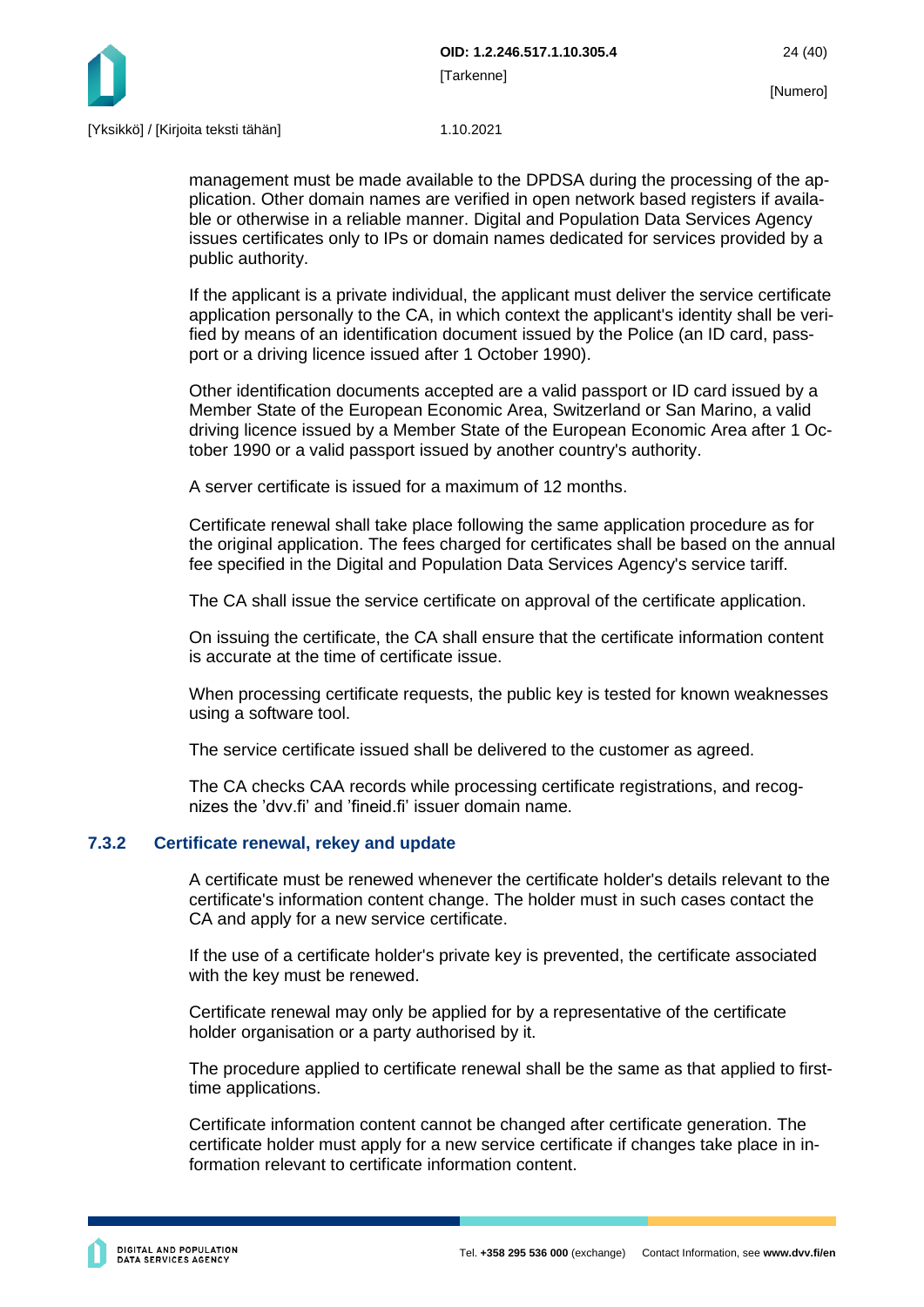management must be made available to the DPDSA during the processing of the application. Other domain names are verified in open network based registers if available or otherwise in a reliable manner. Digital and Population Data Services Agency issues certificates only to IPs or domain names dedicated for services provided by a public authority.

If the applicant is a private individual, the applicant must deliver the service certificate application personally to the CA, in which context the applicant's identity shall be verified by means of an identification document issued by the Police (an ID card, passport or a driving licence issued after 1 October 1990).

Other identification documents accepted are a valid passport or ID card issued by a Member State of the European Economic Area, Switzerland or San Marino, a valid driving licence issued by a Member State of the European Economic Area after 1 October 1990 or a valid passport issued by another country's authority.

A server certificate is issued for a maximum of 12 months.

Certificate renewal shall take place following the same application procedure as for the original application. The fees charged for certificates shall be based on the annual fee specified in the Digital and Population Data Services Agency's service tariff.

The CA shall issue the service certificate on approval of the certificate application.

On issuing the certificate, the CA shall ensure that the certificate information content is accurate at the time of certificate issue.

When processing certificate requests, the public key is tested for known weaknesses using a software tool.

The service certificate issued shall be delivered to the customer as agreed.

The CA checks CAA records while processing certificate registrations, and recognizes the 'dvv.fi' and 'fineid.fi' issuer domain name.

### 7.3.2 Certificate renewal, rekey and update

A certificate must be renewed whenever the certificate holder's details relevant to the certificate's information content change. The holder must in such cases contact the CA and apply for a new service certificate.

If the use of a certificate holder's private key is prevented, the certificate associated with the key must be renewed.

Certificate renewal may only be applied for by a representative of the certificate holder organisation or a party authorised by it.

The procedure applied to certificate renewal shall be the same as that applied to first-time applications.

Certificate information content cannot be changed after certificate generation. The certificate holder must apply for a new service certificate if changes take place in information relevant to certificate information content.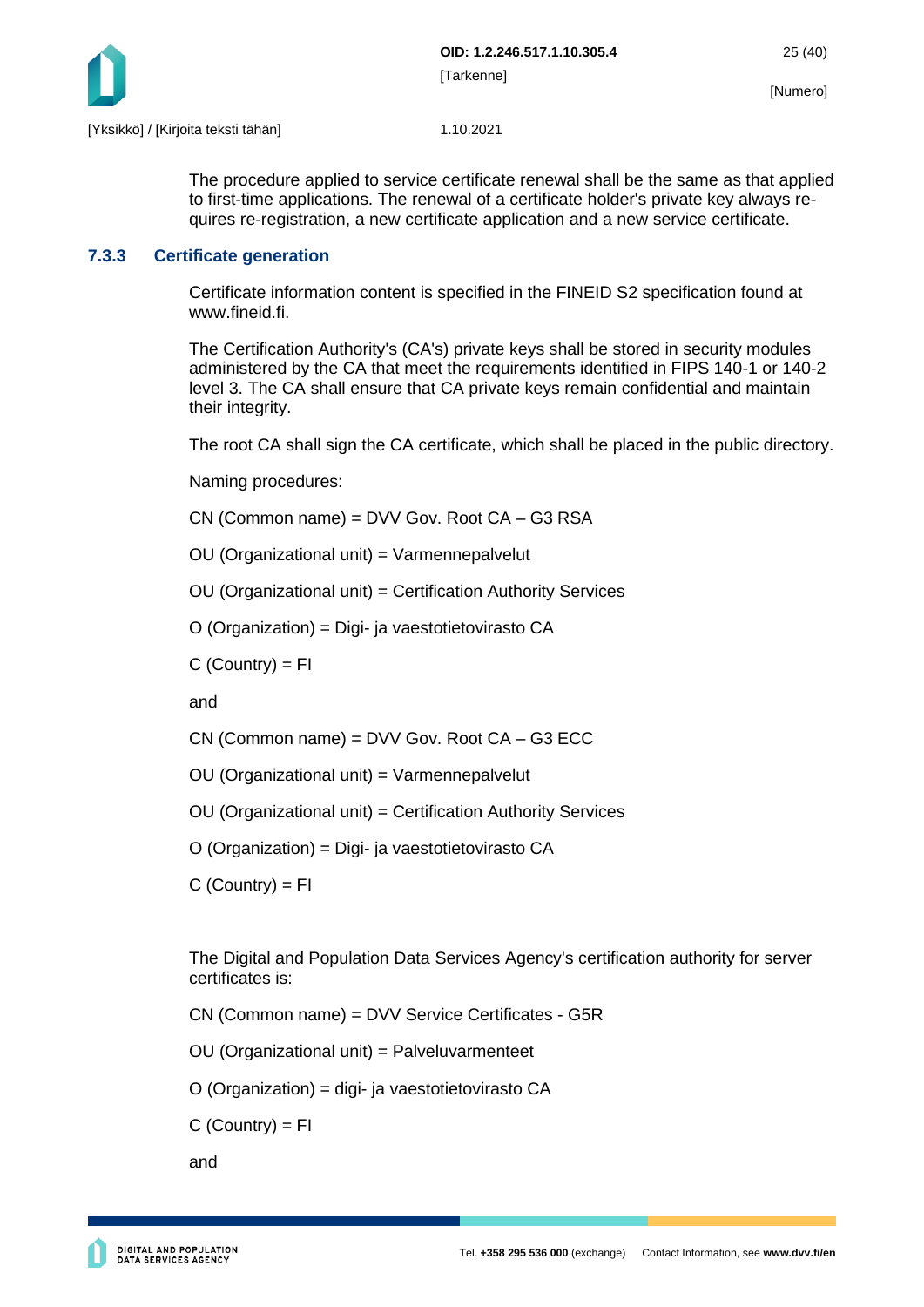The procedure applied to service certificate renewal shall be the same as that applied to first-time applications. The renewal of a certificate holder's private key always requires re-registration, a new certificate application and a new service certificate.

### 7.3.3 Certificate generation

Certificate information content is specified in the FINEID S2 specification found at www.fineid.fi.

The Certification Authority's (CA's) private keys shall be stored in security modules administered by the CA that meet the requirements identified in FIPS 140-1 or 140-2 level 3. The CA shall ensure that CA private keys remain confidential and maintain their integrity.

The root CA shall sign the CA certificate, which shall be placed in the public directory.

Naming procedures:

CN (Common name) = DVV Gov. Root CA – G3 RSA

OU (Organizational unit) = Varmennepalvelut

OU (Organizational unit) = Certification Authority Services

O (Organization) = Digi- ja vaestotietovirasto CA

C (Country) = FI

and

CN (Common name) = DVV Gov. Root CA – G3 ECC

OU (Organizational unit) = Varmennepalvelut

OU (Organizational unit) = Certification Authority Services

O (Organization) = Digi- ja vaestotietovirasto CA

C (Country) = FI

The Digital and Population Data Services Agency's certification authority for server certificates is:

CN (Common name) = DVV Service Certificates - G5R

OU (Organizational unit) = Palveluvarmenteet

O (Organization) = digi- ja vaestotietovirasto CA

C (Country) = FI

and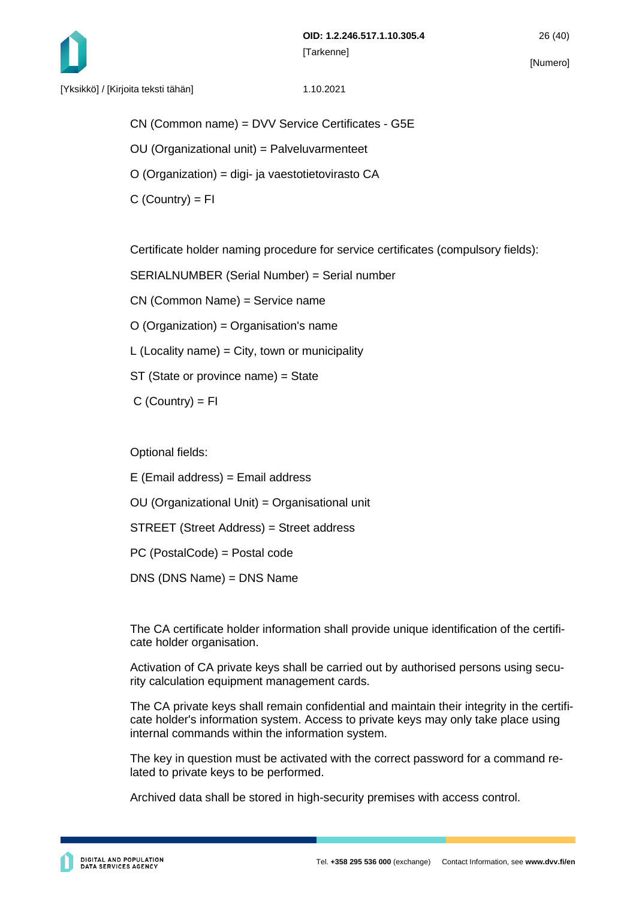CN (Common name) = DVV Service Certificates - G5E

OU (Organizational unit) = Palveluvarmenteet

O (Organization) = digi- ja vaestotietovirasto CA

C (Country) = FI

Certificate holder naming procedure for service certificates (compulsory fields):

SERIALNUMBER (Serial Number) = Serial number

CN (Common Name) = Service name

O (Organization) = Organisation's name

L (Locality name) = City, town or municipality

ST (State or province name) = State

C (Country) = FI

Optional fields:

E (Email address) = Email address

OU (Organizational Unit) = Organisational unit

STREET (Street Address) = Street address

PC (PostalCode) = Postal code

DNS (DNS Name) = DNS Name

The CA certificate holder information shall provide unique identification of the certificate holder organisation.

Activation of CA private keys shall be carried out by authorised persons using security calculation equipment management cards.

The CA private keys shall remain confidential and maintain their integrity in the certificate holder's information system. Access to private keys may only take place using internal commands within the information system.

The key in question must be activated with the correct password for a command related to private keys to be performed.

Archived data shall be stored in high-security premises with access control.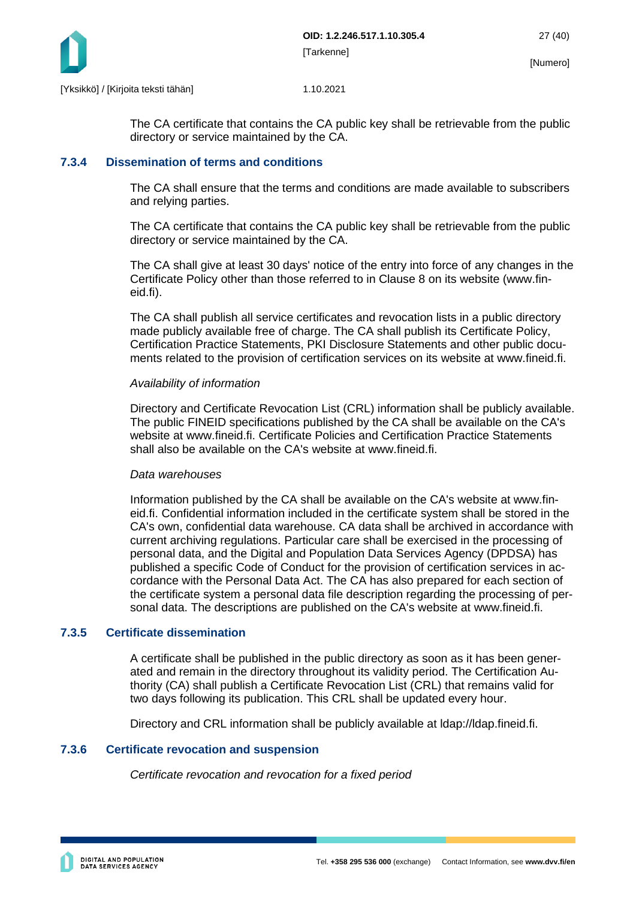The CA certificate that contains the CA public key shall be retrievable from the public directory or service maintained by the CA.

### 7.3.4 Dissemination of terms and conditions

The CA shall ensure that the terms and conditions are made available to subscribers and relying parties.

The CA certificate that contains the CA public key shall be retrievable from the public directory or service maintained by the CA.

The CA shall give at least 30 days' notice of the entry into force of any changes in the Certificate Policy other than those referred to in Clause 8 on its website (www.fineid.fi).

The CA shall publish all service certificates and revocation lists in a public directory made publicly available free of charge. The CA shall publish its Certificate Policy, Certification Practice Statements, PKI Disclosure Statements and other public documents related to the provision of certification services on its website at www.fineid.fi.

*Availability of information*

Directory and Certificate Revocation List (CRL) information shall be publicly available. The public FINEID specifications published by the CA shall be available on the CA's website at www.fineid.fi. Certificate Policies and Certification Practice Statements shall also be available on the CA's website at www.fineid.fi.

*Data warehouses*

Information published by the CA shall be available on the CA's website at www.fineid.fi. Confidential information included in the certificate system shall be stored in the CA's own, confidential data warehouse. CA data shall be archived in accordance with current archiving regulations. Particular care shall be exercised in the processing of personal data, and the Digital and Population Data Services Agency (DPDSA) has published a specific Code of Conduct for the provision of certification services in accordance with the Personal Data Act. The CA has also prepared for each section of the certificate system a personal data file description regarding the processing of personal data. The descriptions are published on the CA's website at www.fineid.fi.

### 7.3.5 Certificate dissemination

A certificate shall be published in the public directory as soon as it has been generated and remain in the directory throughout its validity period. The Certification Authority (CA) shall publish a Certificate Revocation List (CRL) that remains valid for two days following its publication. This CRL shall be updated every hour.

Directory and CRL information shall be publicly available at ldap://ldap.fineid.fi.

### 7.3.6 Certificate revocation and suspension

*Certificate revocation and revocation for a fixed period*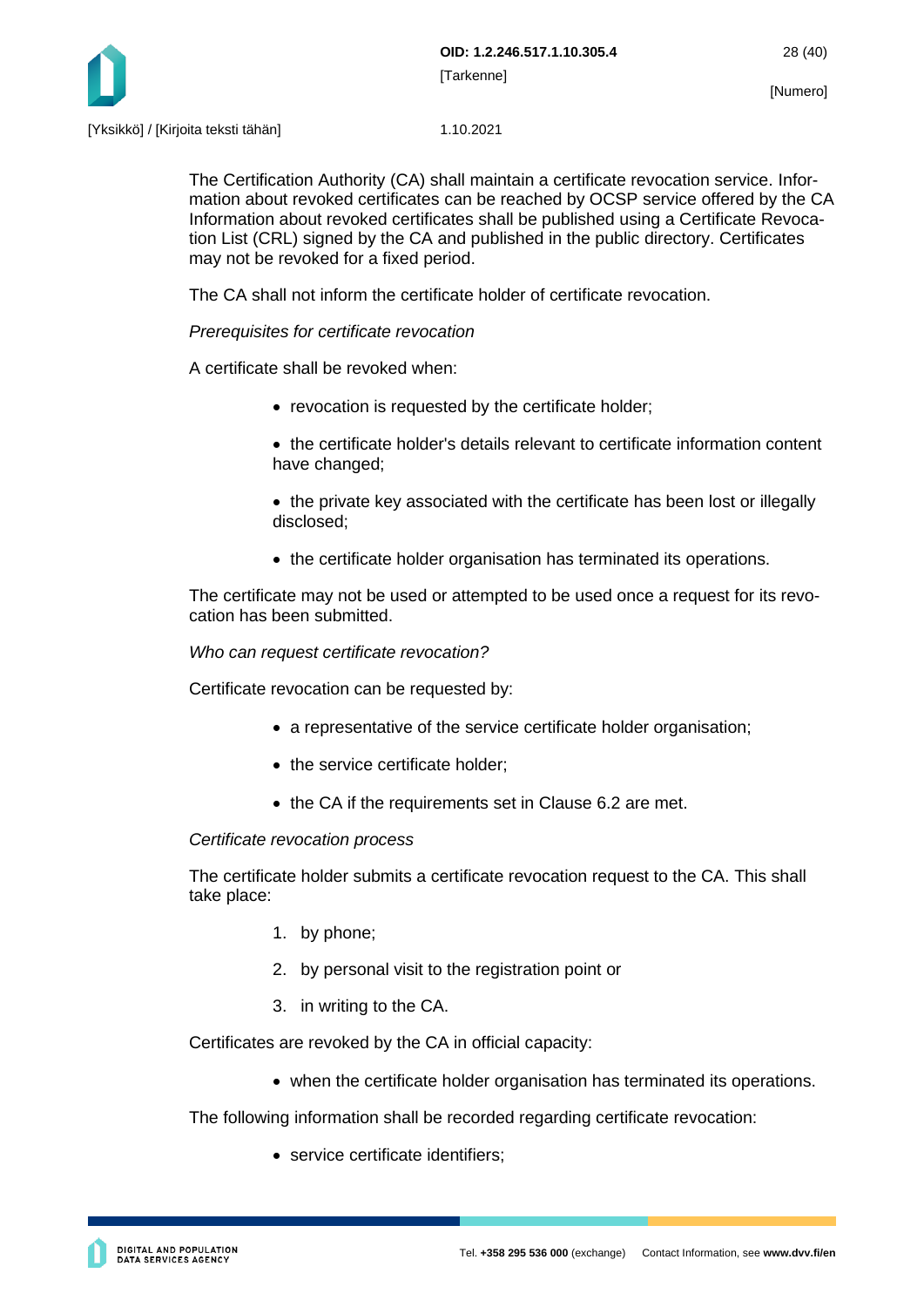The Certification Authority (CA) shall maintain a certificate revocation service. Information about revoked certificates can be reached by OCSP service offered by the CA Information about revoked certificates shall be published using a Certificate Revocation List (CRL) signed by the CA and published in the public directory. Certificates may not be revoked for a fixed period.

The CA shall not inform the certificate holder of certificate revocation.

*Prerequisites for certificate revocation*

A certificate shall be revoked when:

- revocation is requested by the certificate holder;
- the certificate holder's details relevant to certificate information content have changed;
- the private key associated with the certificate has been lost or illegally disclosed;
- the certificate holder organisation has terminated its operations.

The certificate may not be used or attempted to be used once a request for its revocation has been submitted.

*Who can request certificate revocation?*

Certificate revocation can be requested by:

- a representative of the service certificate holder organisation;
- the service certificate holder;
- the CA if the requirements set in Clause 6.2 are met.

*Certificate revocation process*

The certificate holder submits a certificate revocation request to the CA. This shall take place:

1. by phone;
2. by personal visit to the registration point or
3. in writing to the CA.

Certificates are revoked by the CA in official capacity:

- when the certificate holder organisation has terminated its operations.

The following information shall be recorded regarding certificate revocation:

- service certificate identifiers;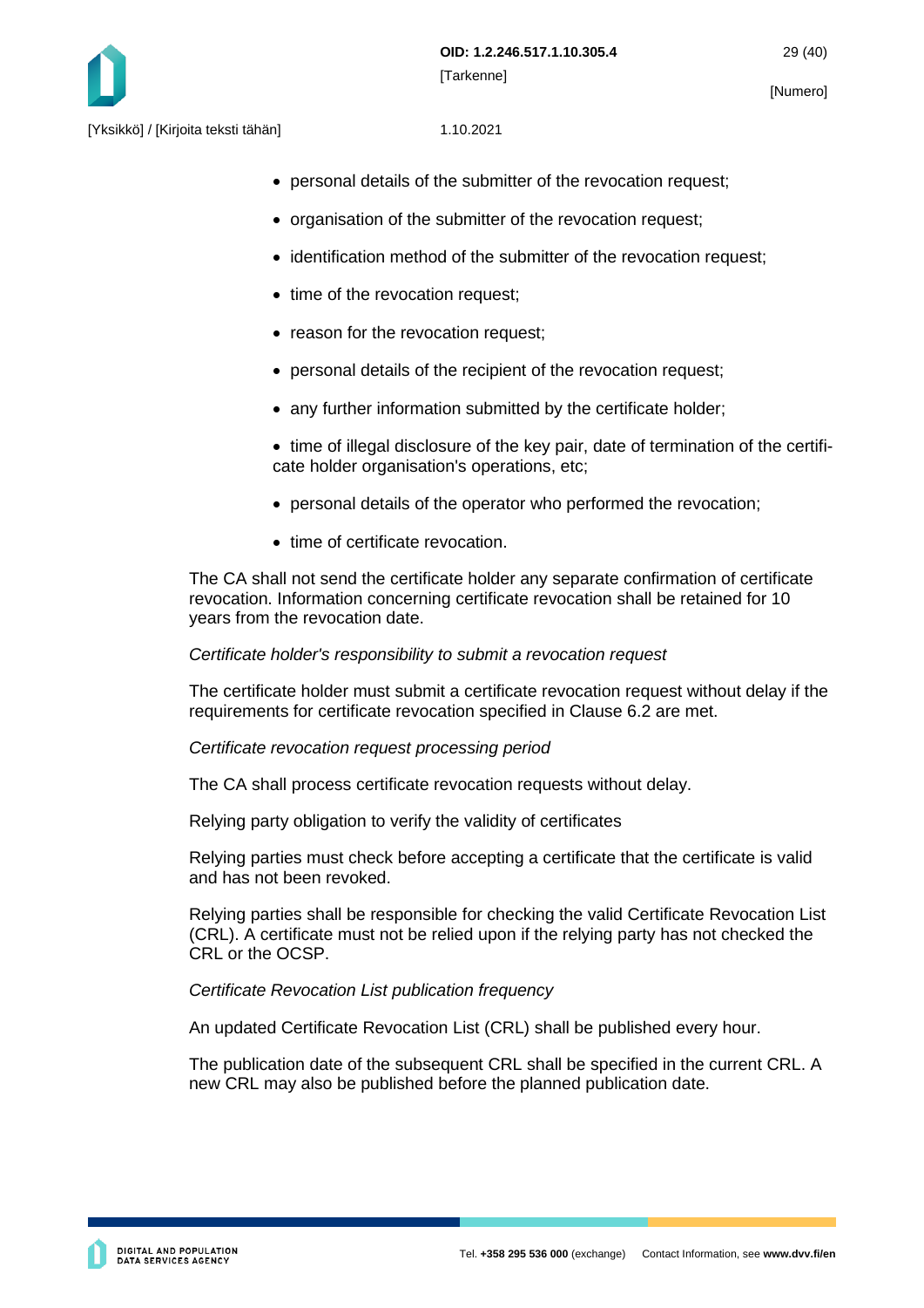- personal details of the submitter of the revocation request;
- organisation of the submitter of the revocation request;
- identification method of the submitter of the revocation request;
- time of the revocation request;
- reason for the revocation request;
- personal details of the recipient of the revocation request;
- any further information submitted by the certificate holder;
- time of illegal disclosure of the key pair, date of termination of the certificate holder organisation's operations, etc;
- personal details of the operator who performed the revocation;
- time of certificate revocation.

The CA shall not send the certificate holder any separate confirmation of certificate revocation. Information concerning certificate revocation shall be retained for 10 years from the revocation date.

*Certificate holder's responsibility to submit a revocation request*

The certificate holder must submit a certificate revocation request without delay if the requirements for certificate revocation specified in Clause 6.2 are met.

*Certificate revocation request processing period*

The CA shall process certificate revocation requests without delay.

Relying party obligation to verify the validity of certificates

Relying parties must check before accepting a certificate that the certificate is valid and has not been revoked.

Relying parties shall be responsible for checking the valid Certificate Revocation List (CRL). A certificate must not be relied upon if the relying party has not checked the CRL or the OCSP.

*Certificate Revocation List publication frequency*

An updated Certificate Revocation List (CRL) shall be published every hour.

The publication date of the subsequent CRL shall be specified in the current CRL. A new CRL may also be published before the planned publication date.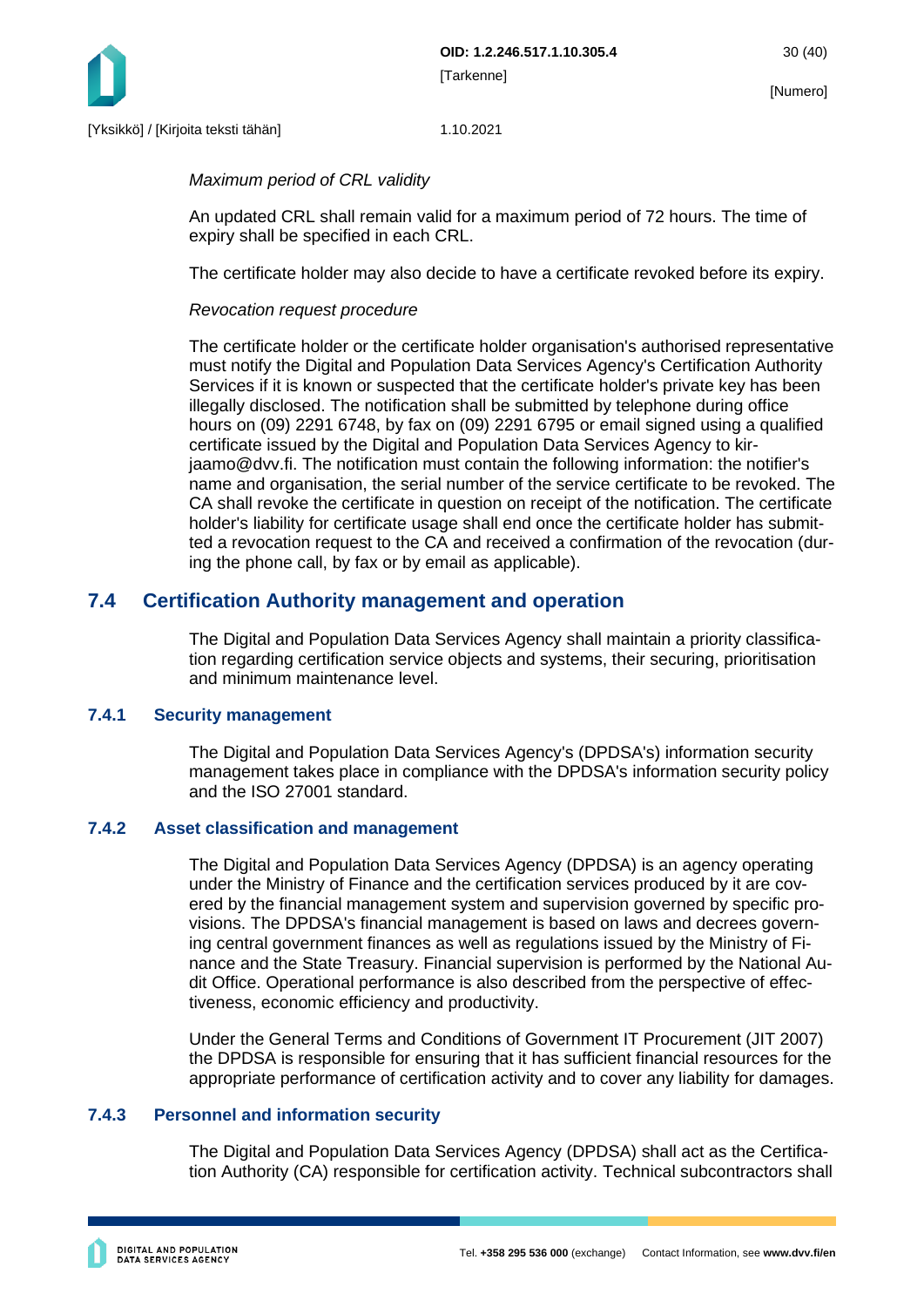*Maximum period of CRL validity*

An updated CRL shall remain valid for a maximum period of 72 hours. The time of expiry shall be specified in each CRL.

The certificate holder may also decide to have a certificate revoked before its expiry.

*Revocation request procedure*

The certificate holder or the certificate holder organisation's authorised representative must notify the Digital and Population Data Services Agency's Certification Authority Services if it is known or suspected that the certificate holder's private key has been illegally disclosed. The notification shall be submitted by telephone during office hours on (09) 2291 6748, by fax on (09) 2291 6795 or email signed using a qualified certificate issued by the Digital and Population Data Services Agency to kirjaamo@dvv.fi. The notification must contain the following information: the notifier's name and organisation, the serial number of the service certificate to be revoked. The CA shall revoke the certificate in question on receipt of the notification. The certificate holder's liability for certificate usage shall end once the certificate holder has submitted a revocation request to the CA and received a confirmation of the revocation (during the phone call, by fax or by email as applicable).

## 7.4 Certification Authority management and operation

The Digital and Population Data Services Agency shall maintain a priority classification regarding certification service objects and systems, their securing, prioritisation and minimum maintenance level.

### 7.4.1 Security management

The Digital and Population Data Services Agency's (DPDSA's) information security management takes place in compliance with the DPDSA's information security policy and the ISO 27001 standard.

### 7.4.2 Asset classification and management

The Digital and Population Data Services Agency (DPDSA) is an agency operating under the Ministry of Finance and the certification services produced by it are covered by the financial management system and supervision governed by specific provisions. The DPDSA's financial management is based on laws and decrees governing central government finances as well as regulations issued by the Ministry of Finance and the State Treasury. Financial supervision is performed by the National Audit Office. Operational performance is also described from the perspective of effectiveness, economic efficiency and productivity.

Under the General Terms and Conditions of Government IT Procurement (JIT 2007) the DPDSA is responsible for ensuring that it has sufficient financial resources for the appropriate performance of certification activity and to cover any liability for damages.

### 7.4.3 Personnel and information security

The Digital and Population Data Services Agency (DPDSA) shall act as the Certification Authority (CA) responsible for certification activity. Technical subcontractors shall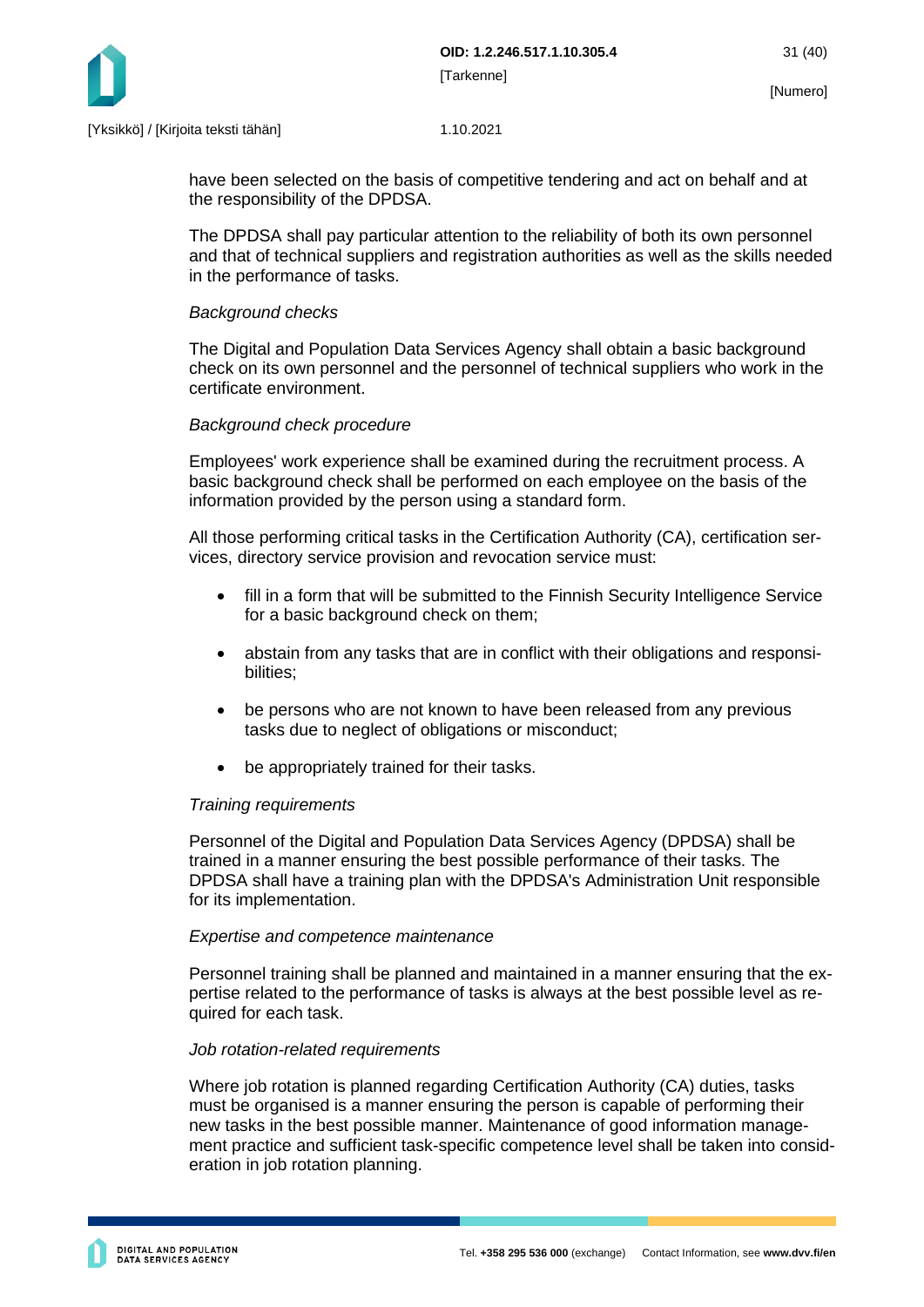have been selected on the basis of competitive tendering and act on behalf and at the responsibility of the DPDSA.

The DPDSA shall pay particular attention to the reliability of both its own personnel and that of technical suppliers and registration authorities as well as the skills needed in the performance of tasks.

*Background checks*

The Digital and Population Data Services Agency shall obtain a basic background check on its own personnel and the personnel of technical suppliers who work in the certificate environment.

*Background check procedure*

Employees' work experience shall be examined during the recruitment process. A basic background check shall be performed on each employee on the basis of the information provided by the person using a standard form.

All those performing critical tasks in the Certification Authority (CA), certification services, directory service provision and revocation service must:

- fill in a form that will be submitted to the Finnish Security Intelligence Service for a basic background check on them;
- abstain from any tasks that are in conflict with their obligations and responsibilities;
- be persons who are not known to have been released from any previous tasks due to neglect of obligations or misconduct;
- be appropriately trained for their tasks.

*Training requirements*

Personnel of the Digital and Population Data Services Agency (DPDSA) shall be trained in a manner ensuring the best possible performance of their tasks. The DPDSA shall have a training plan with the DPDSA's Administration Unit responsible for its implementation.

*Expertise and competence maintenance*

Personnel training shall be planned and maintained in a manner ensuring that the expertise related to the performance of tasks is always at the best possible level as required for each task.

*Job rotation-related requirements*

Where job rotation is planned regarding Certification Authority (CA) duties, tasks must be organised is a manner ensuring the person is capable of performing their new tasks in the best possible manner. Maintenance of good information management practice and sufficient task-specific competence level shall be taken into consideration in job rotation planning.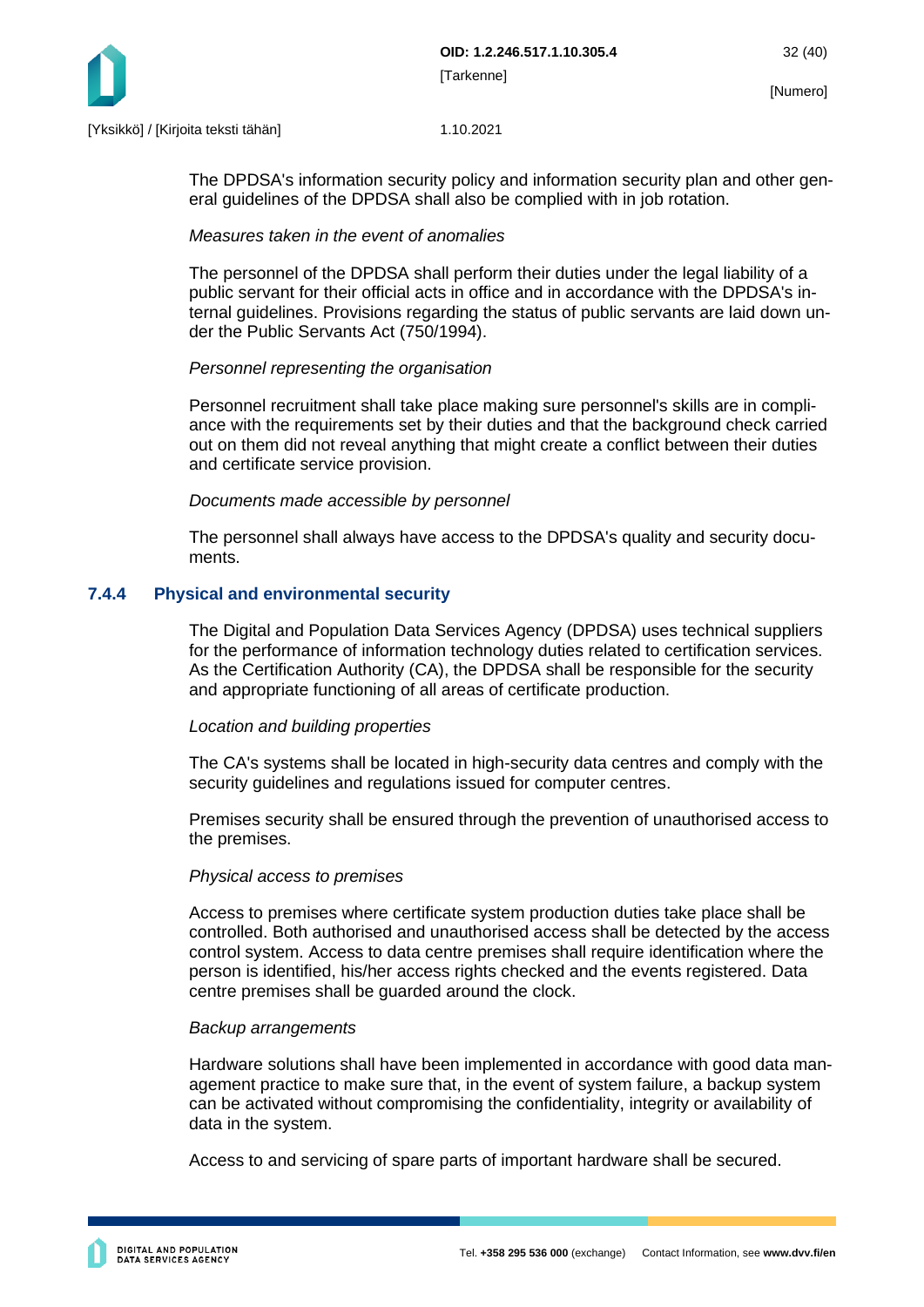The DPDSA's information security policy and information security plan and other general guidelines of the DPDSA shall also be complied with in job rotation.

*Measures taken in the event of anomalies*

The personnel of the DPDSA shall perform their duties under the legal liability of a public servant for their official acts in office and in accordance with the DPDSA's internal guidelines. Provisions regarding the status of public servants are laid down under the Public Servants Act (750/1994).

*Personnel representing the organisation*

Personnel recruitment shall take place making sure personnel's skills are in compliance with the requirements set by their duties and that the background check carried out on them did not reveal anything that might create a conflict between their duties and certificate service provision.

*Documents made accessible by personnel*

The personnel shall always have access to the DPDSA's quality and security documents.

### 7.4.4 Physical and environmental security

The Digital and Population Data Services Agency (DPDSA) uses technical suppliers for the performance of information technology duties related to certification services. As the Certification Authority (CA), the DPDSA shall be responsible for the security and appropriate functioning of all areas of certificate production.

*Location and building properties*

The CA's systems shall be located in high-security data centres and comply with the security guidelines and regulations issued for computer centres.

Premises security shall be ensured through the prevention of unauthorised access to the premises.

*Physical access to premises*

Access to premises where certificate system production duties take place shall be controlled. Both authorised and unauthorised access shall be detected by the access control system. Access to data centre premises shall require identification where the person is identified, his/her access rights checked and the events registered. Data centre premises shall be guarded around the clock.

*Backup arrangements*

Hardware solutions shall have been implemented in accordance with good data management practice to make sure that, in the event of system failure, a backup system can be activated without compromising the confidentiality, integrity or availability of data in the system.

Access to and servicing of spare parts of important hardware shall be secured.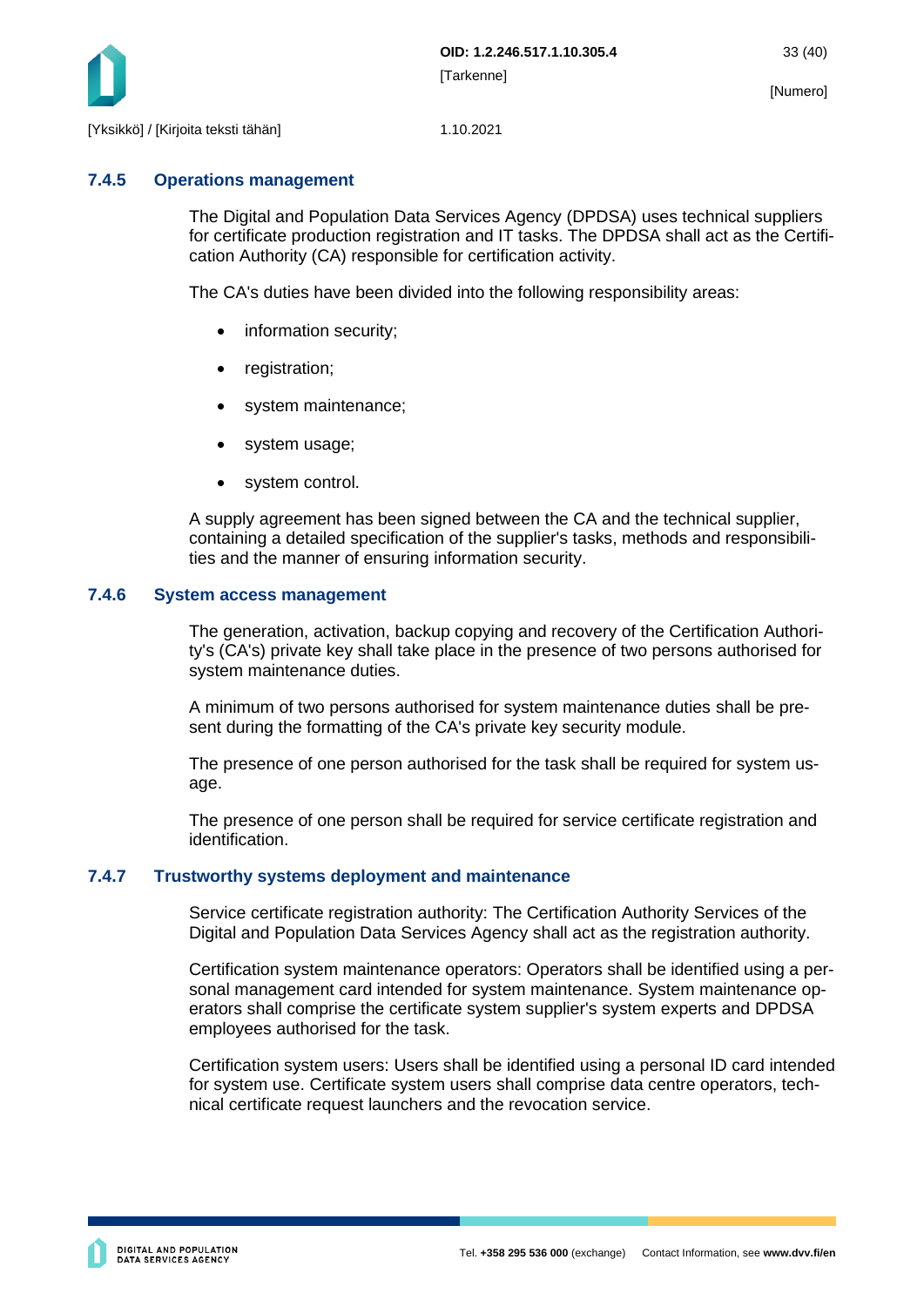### 7.4.5 Operations management

The Digital and Population Data Services Agency (DPDSA) uses technical suppliers for certificate production registration and IT tasks. The DPDSA shall act as the Certification Authority (CA) responsible for certification activity.

The CA's duties have been divided into the following responsibility areas:

- information security;
- registration;
- system maintenance;
- system usage;
- system control.

A supply agreement has been signed between the CA and the technical supplier, containing a detailed specification of the supplier's tasks, methods and responsibilities and the manner of ensuring information security.

### 7.4.6 System access management

The generation, activation, backup copying and recovery of the Certification Authority's (CA's) private key shall take place in the presence of two persons authorised for system maintenance duties.

A minimum of two persons authorised for system maintenance duties shall be present during the formatting of the CA's private key security module.

The presence of one person authorised for the task shall be required for system usage.

The presence of one person shall be required for service certificate registration and identification.

### 7.4.7 Trustworthy systems deployment and maintenance

Service certificate registration authority: The Certification Authority Services of the Digital and Population Data Services Agency shall act as the registration authority.

Certification system maintenance operators: Operators shall be identified using a personal management card intended for system maintenance. System maintenance operators shall comprise the certificate system supplier's system experts and DPDSA employees authorised for the task.

Certification system users: Users shall be identified using a personal ID card intended for system use. Certificate system users shall comprise data centre operators, technical certificate request launchers and the revocation service.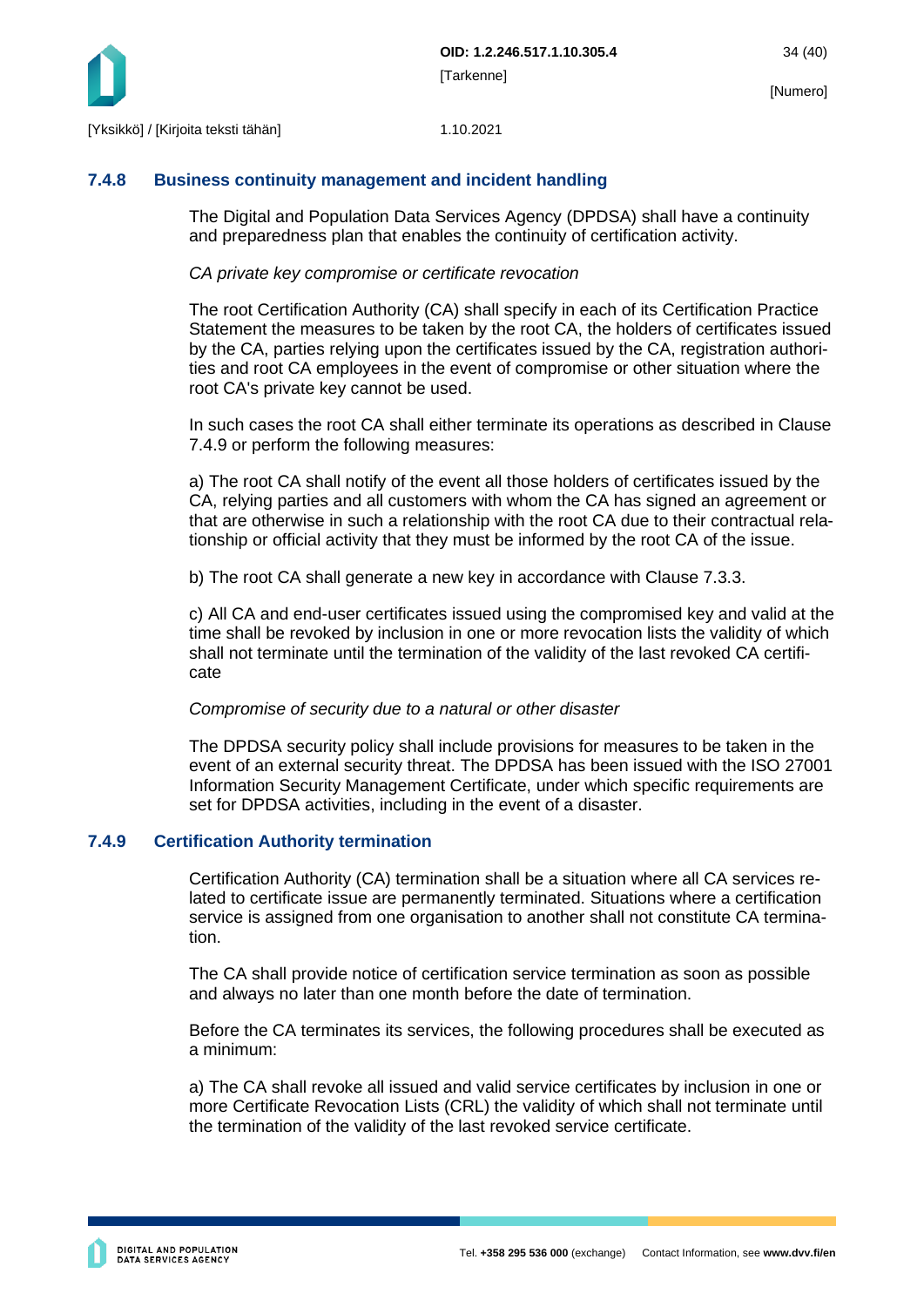### 7.4.8 Business continuity management and incident handling

The Digital and Population Data Services Agency (DPDSA) shall have a continuity and preparedness plan that enables the continuity of certification activity.

*CA private key compromise or certificate revocation*

The root Certification Authority (CA) shall specify in each of its Certification Practice Statement the measures to be taken by the root CA, the holders of certificates issued by the CA, parties relying upon the certificates issued by the CA, registration authorities and root CA employees in the event of compromise or other situation where the root CA's private key cannot be used.

In such cases the root CA shall either terminate its operations as described in Clause 7.4.9 or perform the following measures:

a) The root CA shall notify of the event all those holders of certificates issued by the CA, relying parties and all customers with whom the CA has signed an agreement or that are otherwise in such a relationship with the root CA due to their contractual relationship or official activity that they must be informed by the root CA of the issue.

b) The root CA shall generate a new key in accordance with Clause 7.3.3.

c) All CA and end-user certificates issued using the compromised key and valid at the time shall be revoked by inclusion in one or more revocation lists the validity of which shall not terminate until the termination of the validity of the last revoked CA certificate

*Compromise of security due to a natural or other disaster*

The DPDSA security policy shall include provisions for measures to be taken in the event of an external security threat. The DPDSA has been issued with the ISO 27001 Information Security Management Certificate, under which specific requirements are set for DPDSA activities, including in the event of a disaster.

### 7.4.9 Certification Authority termination

Certification Authority (CA) termination shall be a situation where all CA services related to certificate issue are permanently terminated. Situations where a certification service is assigned from one organisation to another shall not constitute CA termination.

The CA shall provide notice of certification service termination as soon as possible and always no later than one month before the date of termination.

Before the CA terminates its services, the following procedures shall be executed as a minimum:

a) The CA shall revoke all issued and valid service certificates by inclusion in one or more Certificate Revocation Lists (CRL) the validity of which shall not terminate until the termination of the validity of the last revoked service certificate.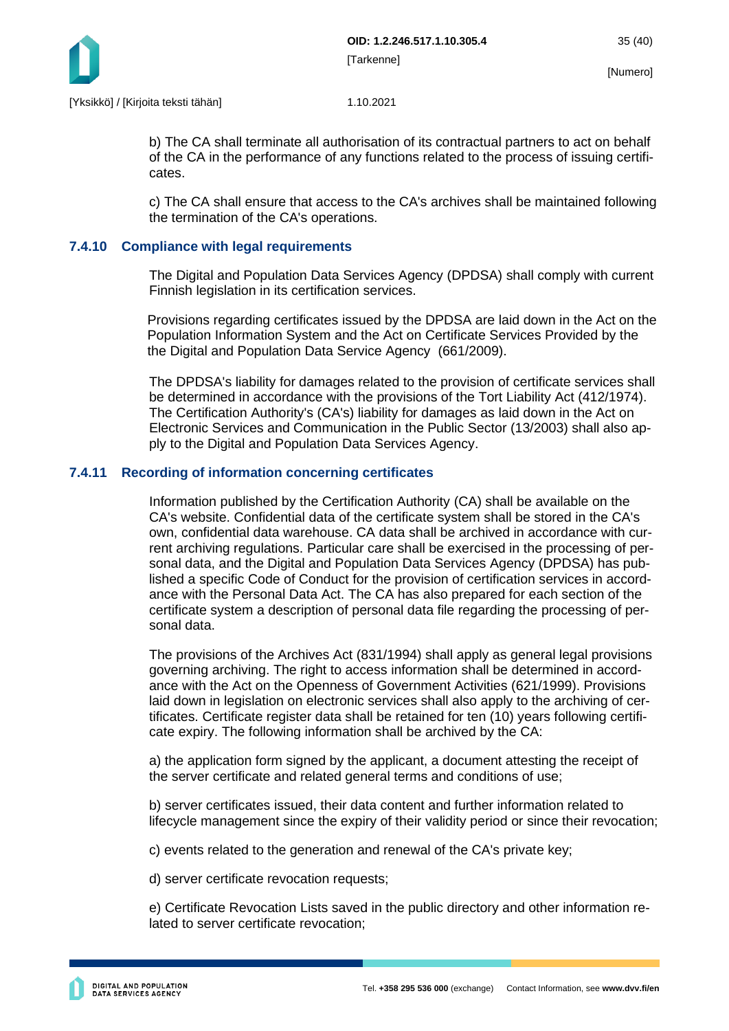b) The CA shall terminate all authorisation of its contractual partners to act on behalf of the CA in the performance of any functions related to the process of issuing certificates.

c) The CA shall ensure that access to the CA's archives shall be maintained following the termination of the CA's operations.

### 7.4.10 Compliance with legal requirements

The Digital and Population Data Services Agency (DPDSA) shall comply with current Finnish legislation in its certification services.

Provisions regarding certificates issued by the DPDSA are laid down in the Act on the Population Information System and the Act on Certificate Services Provided by the the Digital and Population Data Service Agency (661/2009).

The DPDSA's liability for damages related to the provision of certificate services shall be determined in accordance with the provisions of the Tort Liability Act (412/1974). The Certification Authority's (CA's) liability for damages as laid down in the Act on Electronic Services and Communication in the Public Sector (13/2003) shall also apply to the Digital and Population Data Services Agency.

### 7.4.11 Recording of information concerning certificates

Information published by the Certification Authority (CA) shall be available on the CA's website. Confidential data of the certificate system shall be stored in the CA's own, confidential data warehouse. CA data shall be archived in accordance with current archiving regulations. Particular care shall be exercised in the processing of personal data, and the Digital and Population Data Services Agency (DPDSA) has published a specific Code of Conduct for the provision of certification services in accordance with the Personal Data Act. The CA has also prepared for each section of the certificate system a description of personal data file regarding the processing of personal data.

The provisions of the Archives Act (831/1994) shall apply as general legal provisions governing archiving. The right to access information shall be determined in accordance with the Act on the Openness of Government Activities (621/1999). Provisions laid down in legislation on electronic services shall also apply to the archiving of certificates. Certificate register data shall be retained for ten (10) years following certificate expiry. The following information shall be archived by the CA:

a) the application form signed by the applicant, a document attesting the receipt of the server certificate and related general terms and conditions of use;

b) server certificates issued, their data content and further information related to lifecycle management since the expiry of their validity period or since their revocation;

c) events related to the generation and renewal of the CA's private key;

d) server certificate revocation requests;

e) Certificate Revocation Lists saved in the public directory and other information related to server certificate revocation;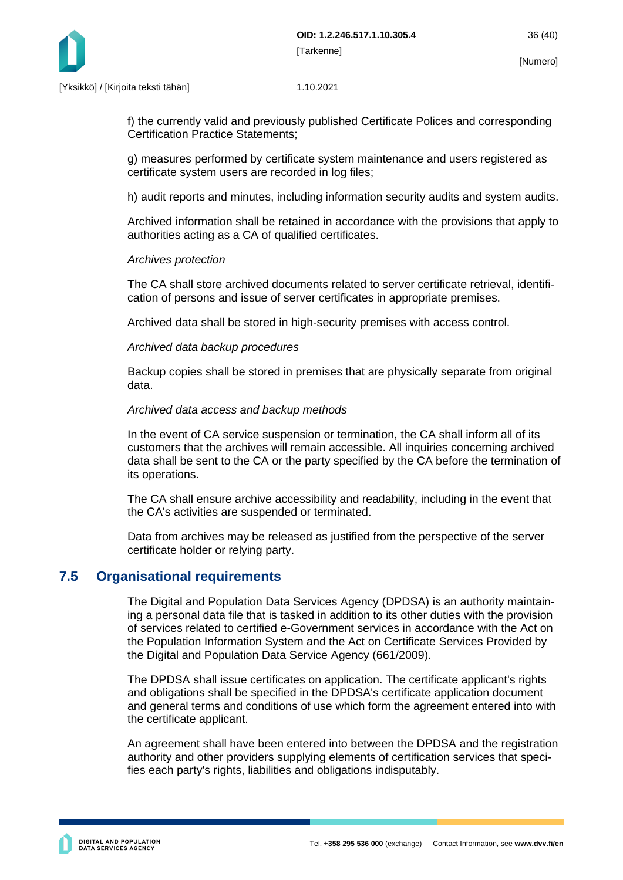f) the currently valid and previously published Certificate Polices and corresponding Certification Practice Statements;

g) measures performed by certificate system maintenance and users registered as certificate system users are recorded in log files;

h) audit reports and minutes, including information security audits and system audits.

Archived information shall be retained in accordance with the provisions that apply to authorities acting as a CA of qualified certificates.

*Archives protection*

The CA shall store archived documents related to server certificate retrieval, identification of persons and issue of server certificates in appropriate premises.

Archived data shall be stored in high-security premises with access control.

*Archived data backup procedures*

Backup copies shall be stored in premises that are physically separate from original data.

*Archived data access and backup methods*

In the event of CA service suspension or termination, the CA shall inform all of its customers that the archives will remain accessible. All inquiries concerning archived data shall be sent to the CA or the party specified by the CA before the termination of its operations.

The CA shall ensure archive accessibility and readability, including in the event that the CA's activities are suspended or terminated.

Data from archives may be released as justified from the perspective of the server certificate holder or relying party.

## 7.5 Organisational requirements

The Digital and Population Data Services Agency (DPDSA) is an authority maintaining a personal data file that is tasked in addition to its other duties with the provision of services related to certified e-Government services in accordance with the Act on the Population Information System and the Act on Certificate Services Provided by the Digital and Population Data Service Agency (661/2009).

The DPDSA shall issue certificates on application. The certificate applicant's rights and obligations shall be specified in the DPDSA's certificate application document and general terms and conditions of use which form the agreement entered into with the certificate applicant.

An agreement shall have been entered into between the DPDSA and the registration authority and other providers supplying elements of certification services that specifies each party's rights, liabilities and obligations indisputably.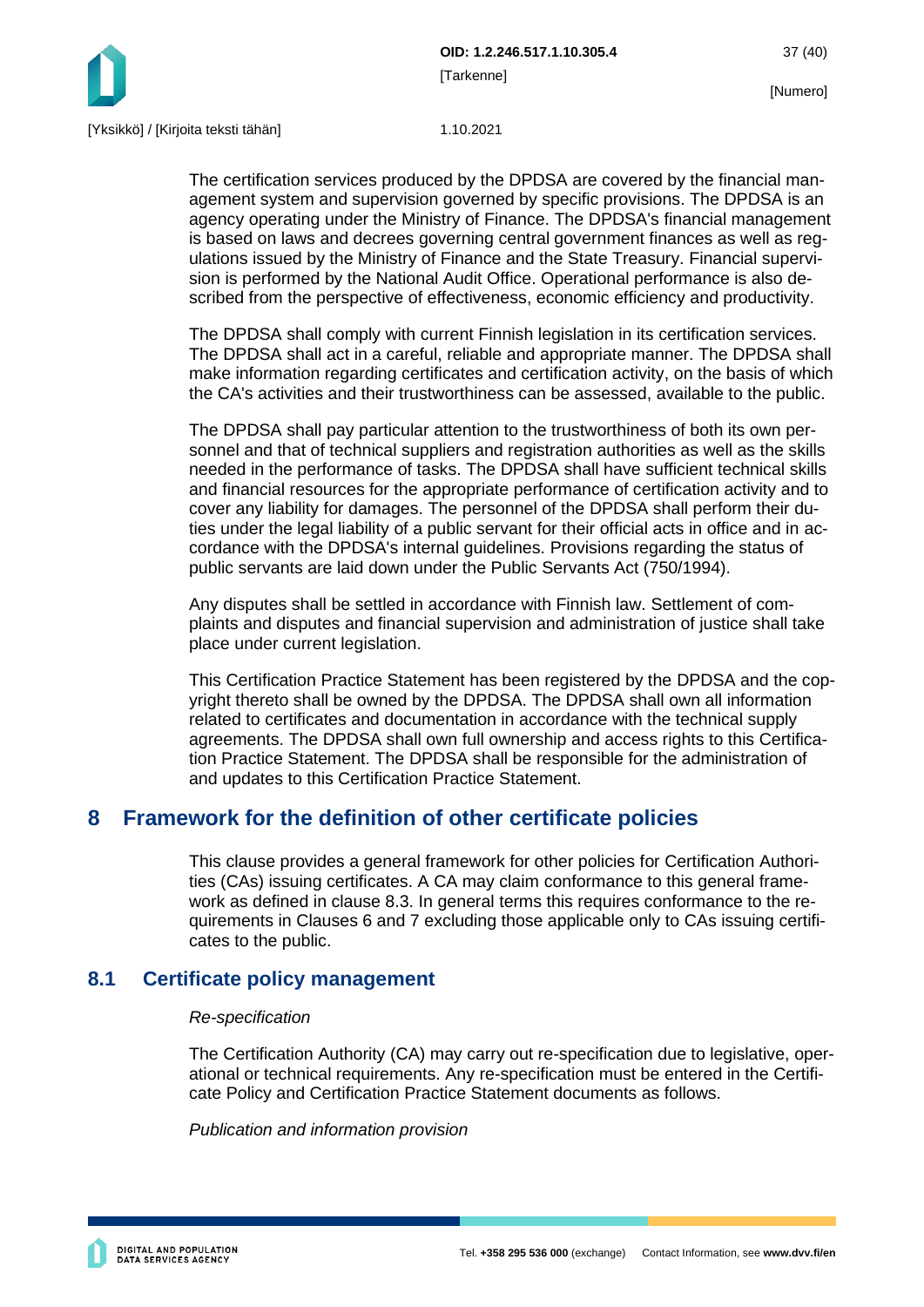The certification services produced by the DPDSA are covered by the financial management system and supervision governed by specific provisions. The DPDSA is an agency operating under the Ministry of Finance. The DPDSA's financial management is based on laws and decrees governing central government finances as well as regulations issued by the Ministry of Finance and the State Treasury. Financial supervision is performed by the National Audit Office. Operational performance is also described from the perspective of effectiveness, economic efficiency and productivity.

The DPDSA shall comply with current Finnish legislation in its certification services. The DPDSA shall act in a careful, reliable and appropriate manner. The DPDSA shall make information regarding certificates and certification activity, on the basis of which the CA's activities and their trustworthiness can be assessed, available to the public.

The DPDSA shall pay particular attention to the trustworthiness of both its own personnel and that of technical suppliers and registration authorities as well as the skills needed in the performance of tasks. The DPDSA shall have sufficient technical skills and financial resources for the appropriate performance of certification activity and to cover any liability for damages. The personnel of the DPDSA shall perform their duties under the legal liability of a public servant for their official acts in office and in accordance with the DPDSA's internal guidelines. Provisions regarding the status of public servants are laid down under the Public Servants Act (750/1994).

Any disputes shall be settled in accordance with Finnish law. Settlement of complaints and disputes and financial supervision and administration of justice shall take place under current legislation.

This Certification Practice Statement has been registered by the DPDSA and the copyright thereto shall be owned by the DPDSA. The DPDSA shall own all information related to certificates and documentation in accordance with the technical supply agreements. The DPDSA shall own full ownership and access rights to this Certification Practice Statement. The DPDSA shall be responsible for the administration of and updates to this Certification Practice Statement.

# 8 Framework for the definition of other certificate policies

This clause provides a general framework for other policies for Certification Authorities (CAs) issuing certificates. A CA may claim conformance to this general framework as defined in clause 8.3. In general terms this requires conformance to the requirements in Clauses 6 and 7 excluding those applicable only to CAs issuing certificates to the public.

## 8.1 Certificate policy management

*Re-specification*

The Certification Authority (CA) may carry out re-specification due to legislative, operational or technical requirements. Any re-specification must be entered in the Certificate Policy and Certification Practice Statement documents as follows.

*Publication and information provision*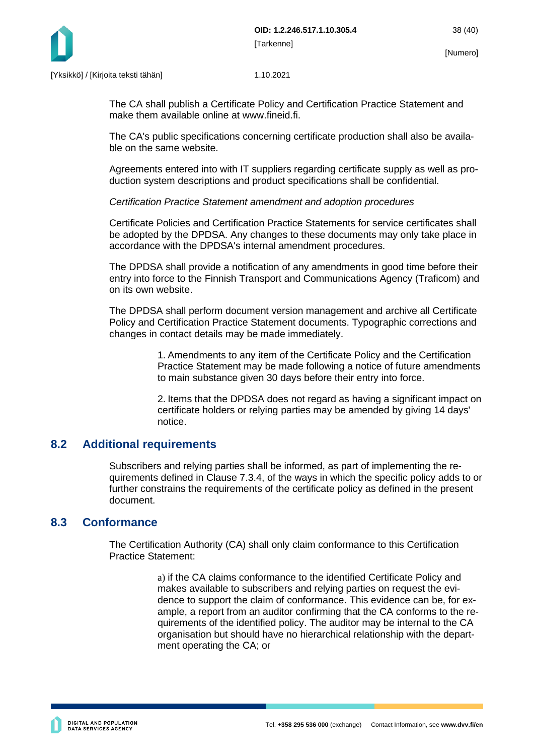The CA shall publish a Certificate Policy and Certification Practice Statement and make them available online at www.fineid.fi.

The CA's public specifications concerning certificate production shall also be available on the same website.

Agreements entered into with IT suppliers regarding certificate supply as well as production system descriptions and product specifications shall be confidential.

*Certification Practice Statement amendment and adoption procedures*

Certificate Policies and Certification Practice Statements for service certificates shall be adopted by the DPDSA. Any changes to these documents may only take place in accordance with the DPDSA's internal amendment procedures.

The DPDSA shall provide a notification of any amendments in good time before their entry into force to the Finnish Transport and Communications Agency (Traficom) and on its own website.

The DPDSA shall perform document version management and archive all Certificate Policy and Certification Practice Statement documents. Typographic corrections and changes in contact details may be made immediately.

1. Amendments to any item of the Certificate Policy and the Certification Practice Statement may be made following a notice of future amendments to main substance given 30 days before their entry into force.

2. Items that the DPDSA does not regard as having a significant impact on certificate holders or relying parties may be amended by giving 14 days' notice.

## 8.2 Additional requirements

Subscribers and relying parties shall be informed, as part of implementing the requirements defined in Clause 7.3.4, of the ways in which the specific policy adds to or further constrains the requirements of the certificate policy as defined in the present document.

## 8.3 Conformance

The Certification Authority (CA) shall only claim conformance to this Certification Practice Statement:

a) if the CA claims conformance to the identified Certificate Policy and makes available to subscribers and relying parties on request the evidence to support the claim of conformance. This evidence can be, for example, a report from an auditor confirming that the CA conforms to the requirements of the identified policy. The auditor may be internal to the CA organisation but should have no hierarchical relationship with the department operating the CA; or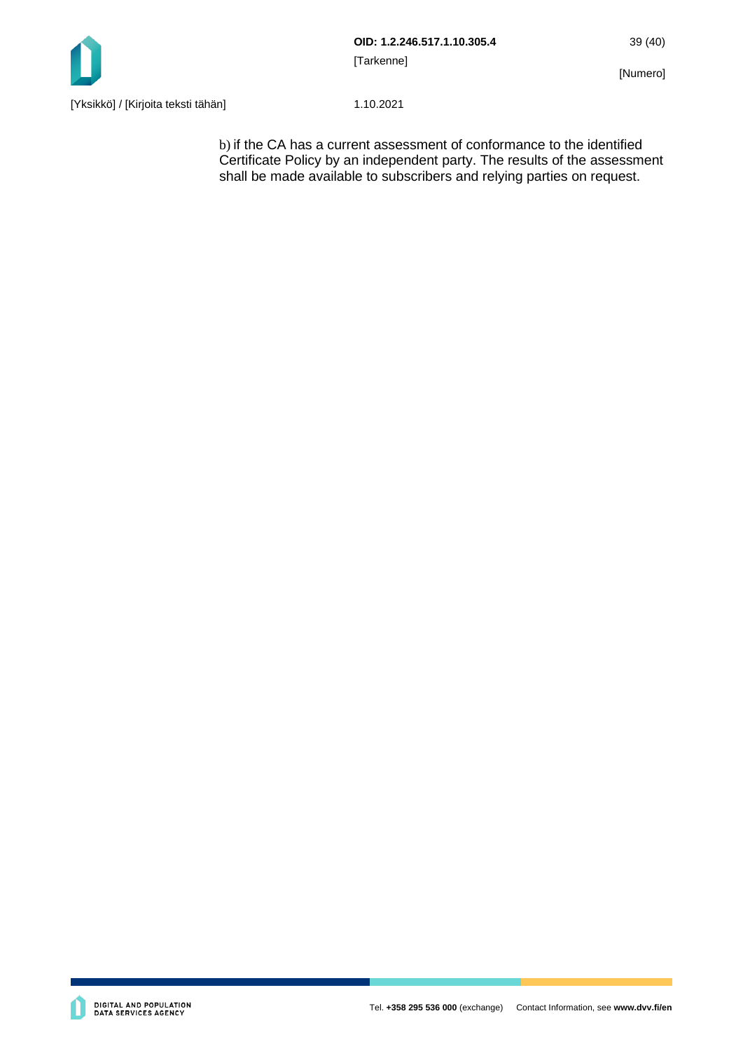b) if the CA has a current assessment of conformance to the identified Certificate Policy by an independent party. The results of the assessment shall be made available to subscribers and relying parties on request.